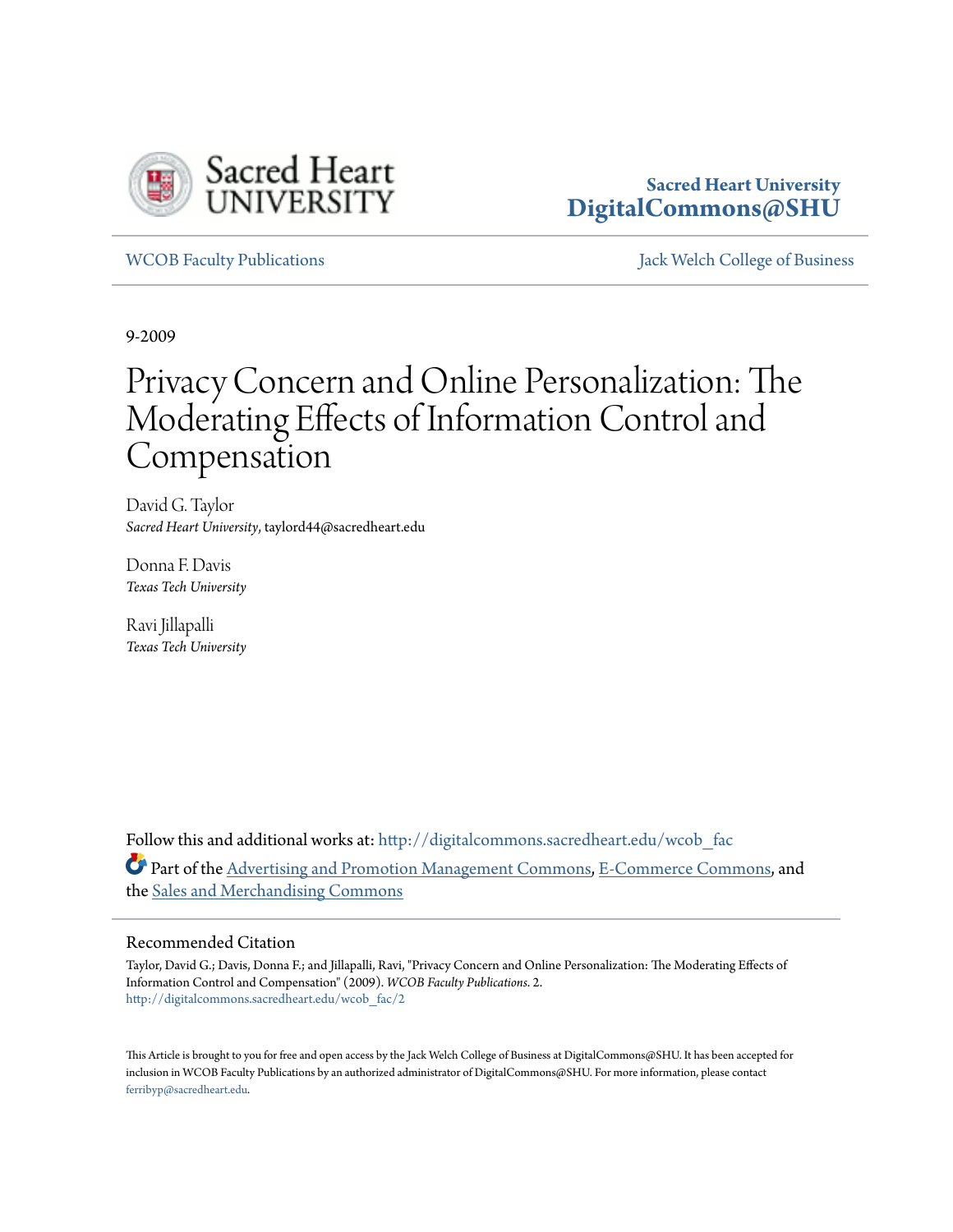Sacred Heart University
DigitalCommons@SHU

WCOB Faculty Publications

Jack Welch College of Business

9-2009

# Privacy Concern and Online Personalization: The Moderating Effects of Information Control and Compensation

David G. Taylor
*Sacred Heart University*, taylord44@sacredheart.edu

Donna F. Davis
*Texas Tech University*

Ravi Jillapalli
*Texas Tech University*

Follow this and additional works at: http://digitalcommons.sacredheart.edu/wcob_fac

Part of the Advertising and Promotion Management Commons, E-Commerce Commons, and the Sales and Merchandising Commons

## Recommended Citation

Taylor, David G.; Davis, Donna F.; and Jillapalli, Ravi, "Privacy Concern and Online Personalization: The Moderating Effects of Information Control and Compensation" (2009). *WCOB Faculty Publications*. 2.
http://digitalcommons.sacredheart.edu/wcob_fac/2

This Article is brought to you for free and open access by the Jack Welch College of Business at DigitalCommons@SHU. It has been accepted for inclusion in WCOB Faculty Publications by an authorized administrator of DigitalCommons@SHU. For more information, please contact ferribyp@sacredheart.edu.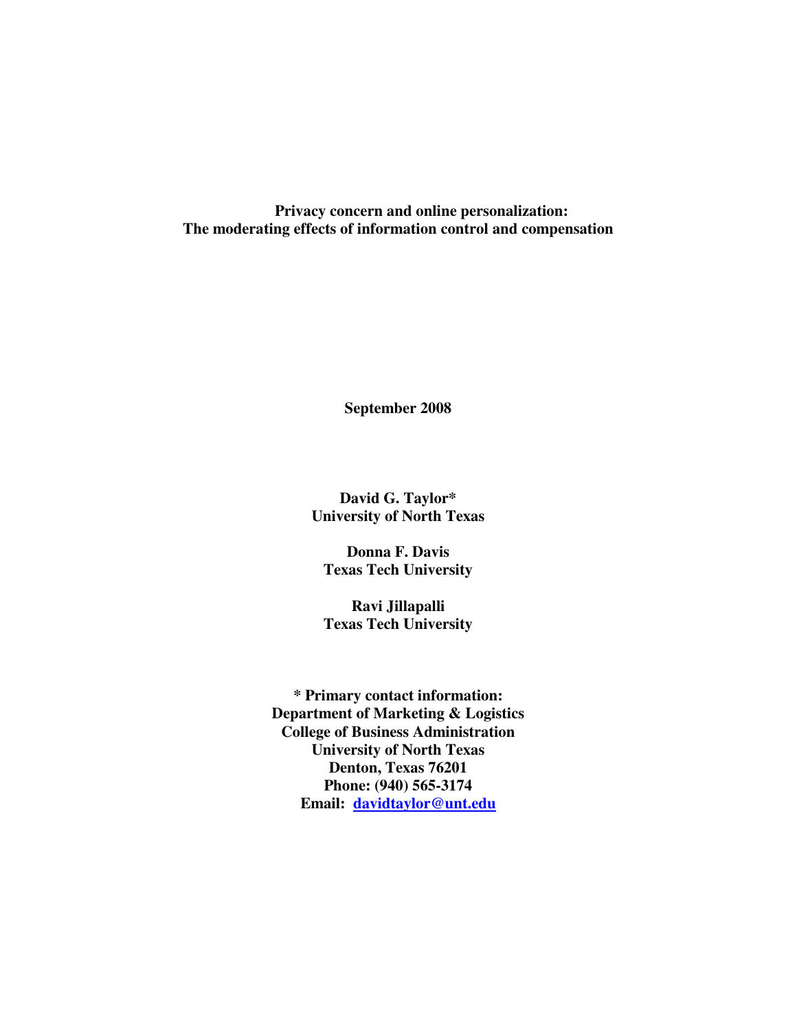# Privacy concern and online personalization:
# The moderating effects of information control and compensation

**September 2008**

**David G. Taylor***
**University of North Texas**

**Donna F. Davis**
**Texas Tech University**

**Ravi Jillapalli**
**Texas Tech University**

**\* Primary contact information:**
**Department of Marketing & Logistics**
**College of Business Administration**
**University of North Texas**
**Denton, Texas 76201**
**Phone: (940) 565-3174**
**Email: davidtaylor@unt.edu**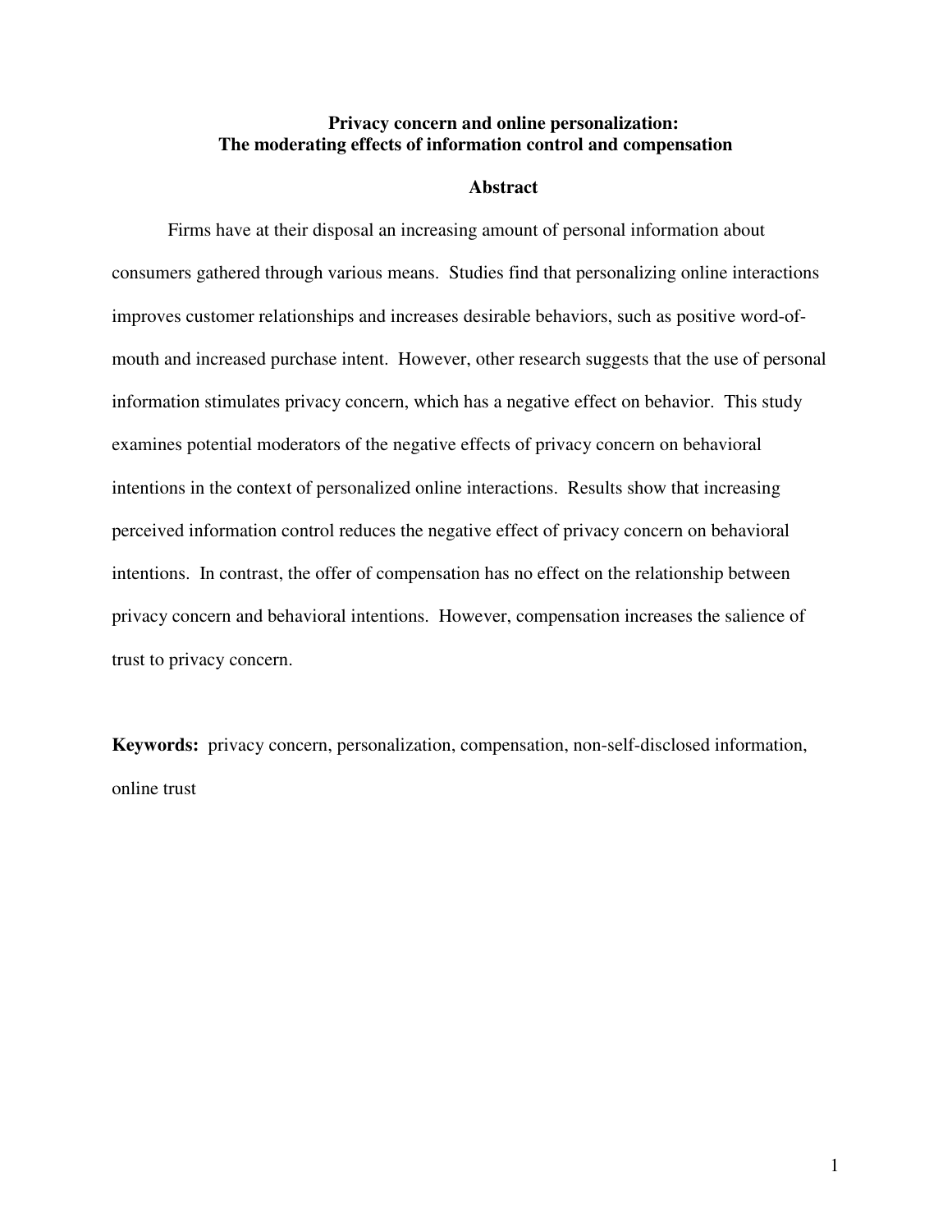# Privacy concern and online personalization: The moderating effects of information control and compensation

## Abstract

Firms have at their disposal an increasing amount of personal information about consumers gathered through various means. Studies find that personalizing online interactions improves customer relationships and increases desirable behaviors, such as positive word-of-mouth and increased purchase intent. However, other research suggests that the use of personal information stimulates privacy concern, which has a negative effect on behavior. This study examines potential moderators of the negative effects of privacy concern on behavioral intentions in the context of personalized online interactions. Results show that increasing perceived information control reduces the negative effect of privacy concern on behavioral intentions. In contrast, the offer of compensation has no effect on the relationship between privacy concern and behavioral intentions. However, compensation increases the salience of trust to privacy concern.

**Keywords:** privacy concern, personalization, compensation, non-self-disclosed information, online trust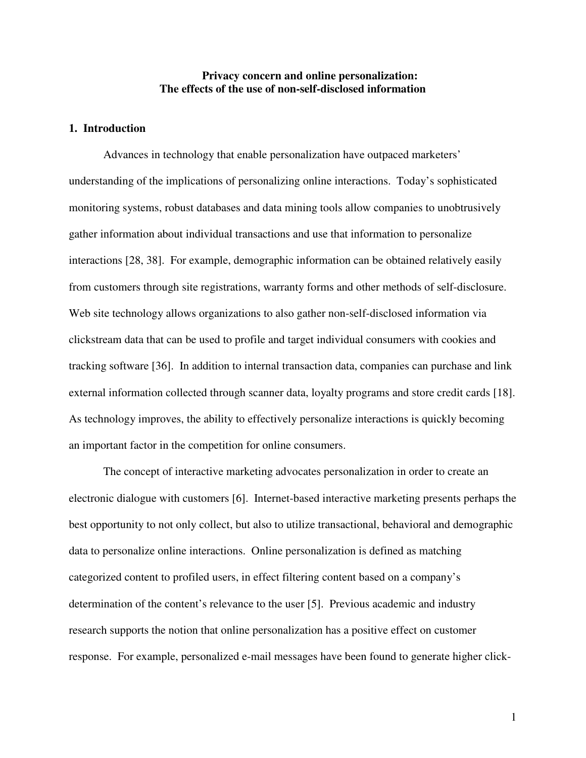**Privacy concern and online personalization: The effects of the use of non-self-disclosed information**

## 1. Introduction

Advances in technology that enable personalization have outpaced marketers' understanding of the implications of personalizing online interactions. Today's sophisticated monitoring systems, robust databases and data mining tools allow companies to unobtrusively gather information about individual transactions and use that information to personalize interactions [28, 38]. For example, demographic information can be obtained relatively easily from customers through site registrations, warranty forms and other methods of self-disclosure. Web site technology allows organizations to also gather non-self-disclosed information via clickstream data that can be used to profile and target individual consumers with cookies and tracking software [36]. In addition to internal transaction data, companies can purchase and link external information collected through scanner data, loyalty programs and store credit cards [18]. As technology improves, the ability to effectively personalize interactions is quickly becoming an important factor in the competition for online consumers.

The concept of interactive marketing advocates personalization in order to create an electronic dialogue with customers [6]. Internet-based interactive marketing presents perhaps the best opportunity to not only collect, but also to utilize transactional, behavioral and demographic data to personalize online interactions. Online personalization is defined as matching categorized content to profiled users, in effect filtering content based on a company's determination of the content's relevance to the user [5]. Previous academic and industry research supports the notion that online personalization has a positive effect on customer response. For example, personalized e-mail messages have been found to generate higher click-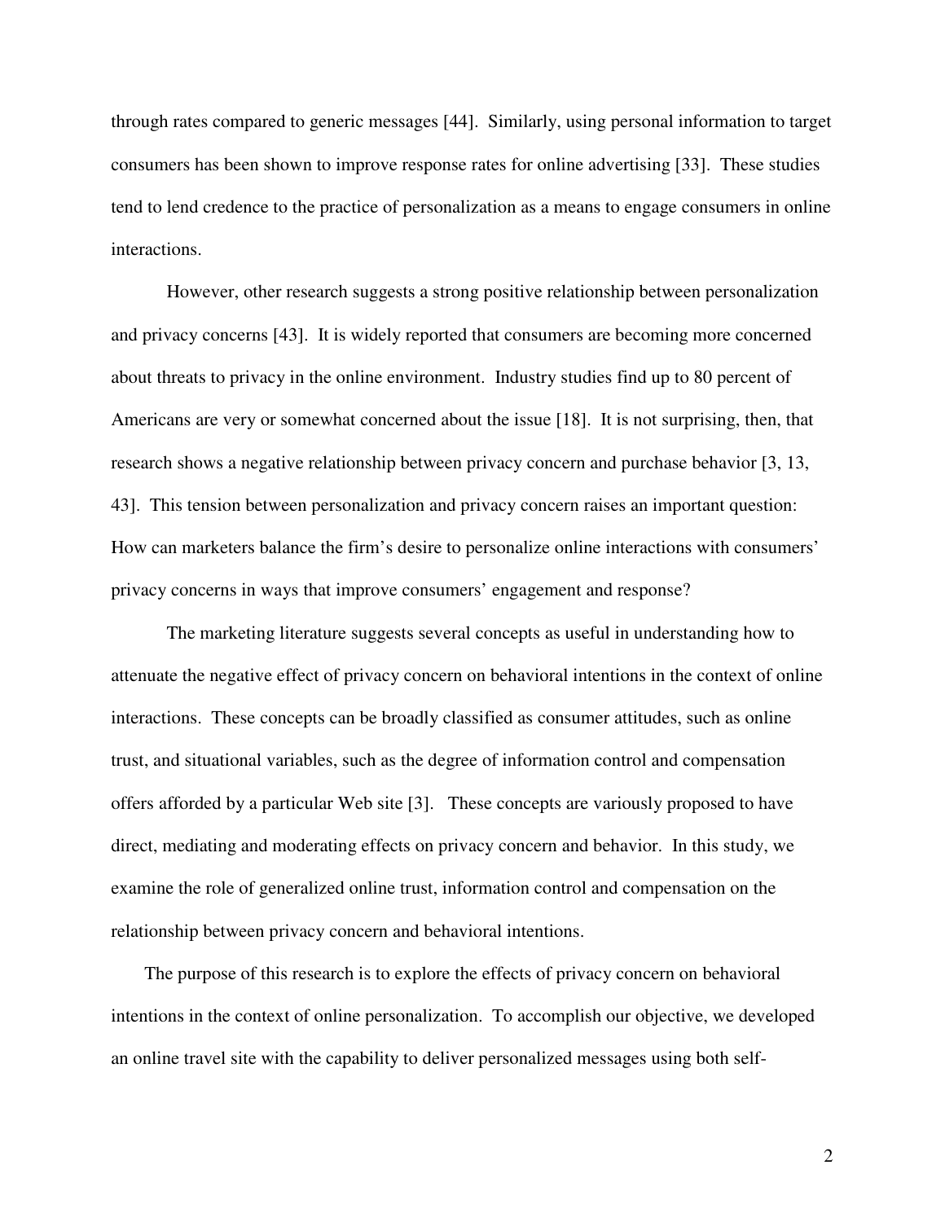through rates compared to generic messages [44]. Similarly, using personal information to target consumers has been shown to improve response rates for online advertising [33]. These studies tend to lend credence to the practice of personalization as a means to engage consumers in online interactions.

However, other research suggests a strong positive relationship between personalization and privacy concerns [43]. It is widely reported that consumers are becoming more concerned about threats to privacy in the online environment. Industry studies find up to 80 percent of Americans are very or somewhat concerned about the issue [18]. It is not surprising, then, that research shows a negative relationship between privacy concern and purchase behavior [3, 13, 43]. This tension between personalization and privacy concern raises an important question: How can marketers balance the firm's desire to personalize online interactions with consumers' privacy concerns in ways that improve consumers' engagement and response?

The marketing literature suggests several concepts as useful in understanding how to attenuate the negative effect of privacy concern on behavioral intentions in the context of online interactions. These concepts can be broadly classified as consumer attitudes, such as online trust, and situational variables, such as the degree of information control and compensation offers afforded by a particular Web site [3]. These concepts are variously proposed to have direct, mediating and moderating effects on privacy concern and behavior. In this study, we examine the role of generalized online trust, information control and compensation on the relationship between privacy concern and behavioral intentions.

The purpose of this research is to explore the effects of privacy concern on behavioral intentions in the context of online personalization. To accomplish our objective, we developed an online travel site with the capability to deliver personalized messages using both self-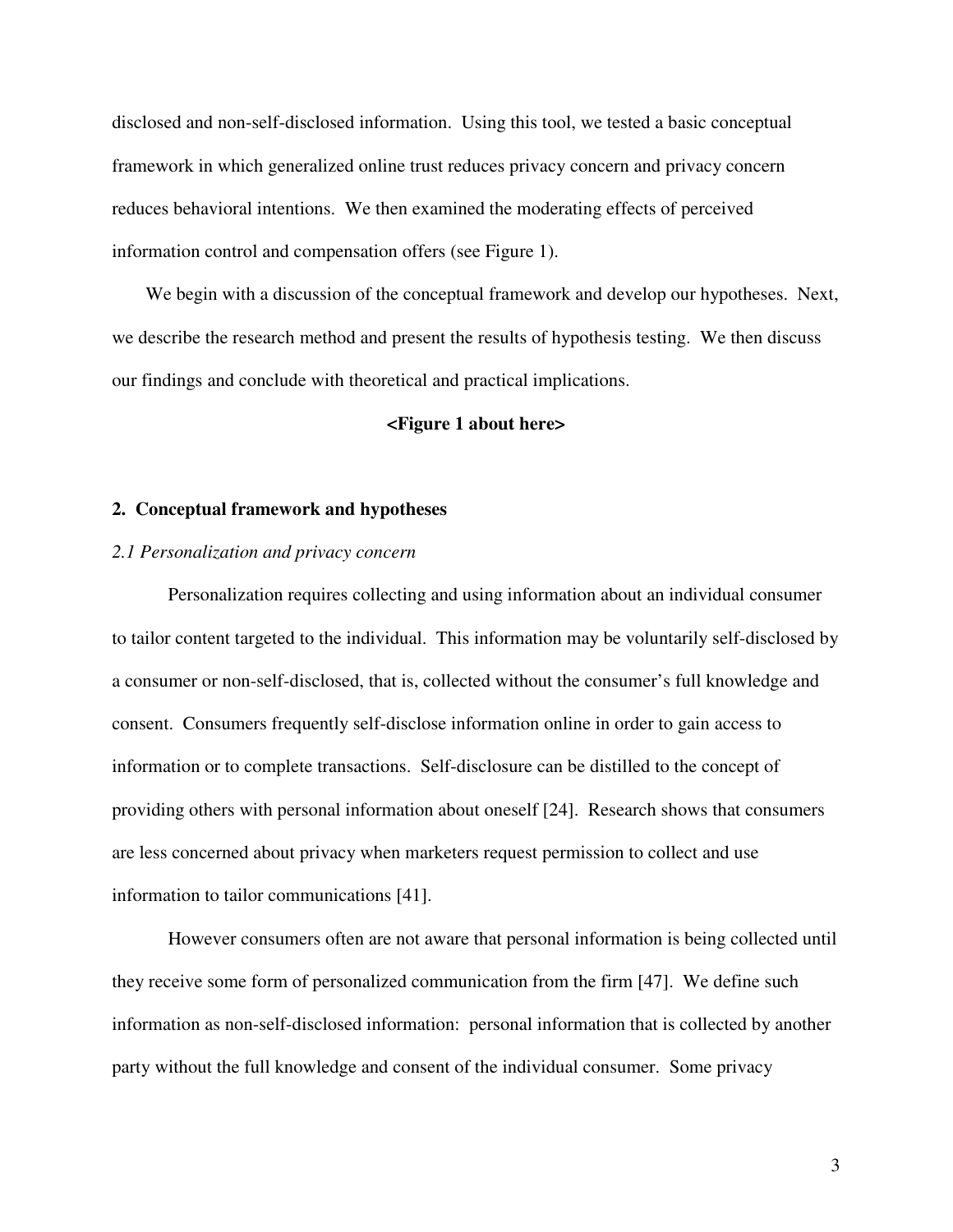disclosed and non-self-disclosed information. Using this tool, we tested a basic conceptual framework in which generalized online trust reduces privacy concern and privacy concern reduces behavioral intentions. We then examined the moderating effects of perceived information control and compensation offers (see Figure 1).

We begin with a discussion of the conceptual framework and develop our hypotheses. Next, we describe the research method and present the results of hypothesis testing. We then discuss our findings and conclude with theoretical and practical implications.

**<Figure 1 about here>**

## 2. Conceptual framework and hypotheses

### *2.1 Personalization and privacy concern*

Personalization requires collecting and using information about an individual consumer to tailor content targeted to the individual. This information may be voluntarily self-disclosed by a consumer or non-self-disclosed, that is, collected without the consumer's full knowledge and consent. Consumers frequently self-disclose information online in order to gain access to information or to complete transactions. Self-disclosure can be distilled to the concept of providing others with personal information about oneself [24]. Research shows that consumers are less concerned about privacy when marketers request permission to collect and use information to tailor communications [41].

However consumers often are not aware that personal information is being collected until they receive some form of personalized communication from the firm [47]. We define such information as non-self-disclosed information: personal information that is collected by another party without the full knowledge and consent of the individual consumer. Some privacy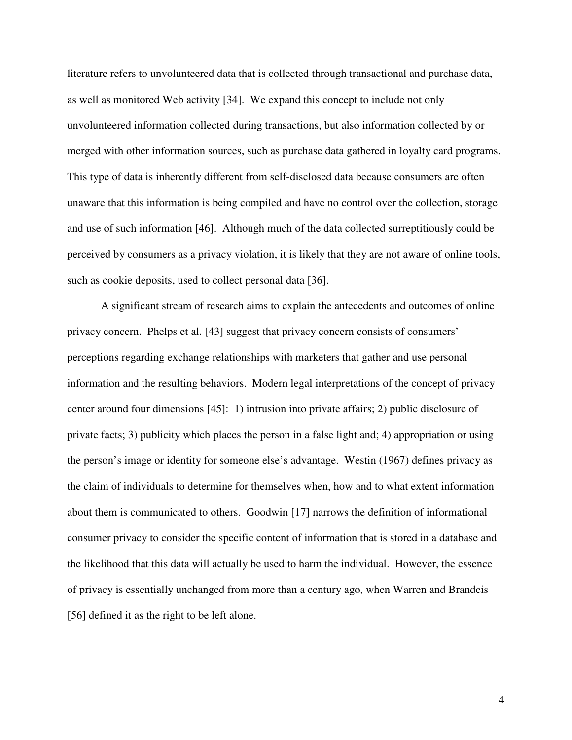literature refers to unvolunteered data that is collected through transactional and purchase data, as well as monitored Web activity [34]. We expand this concept to include not only unvolunteered information collected during transactions, but also information collected by or merged with other information sources, such as purchase data gathered in loyalty card programs. This type of data is inherently different from self-disclosed data because consumers are often unaware that this information is being compiled and have no control over the collection, storage and use of such information [46]. Although much of the data collected surreptitiously could be perceived by consumers as a privacy violation, it is likely that they are not aware of online tools, such as cookie deposits, used to collect personal data [36].

A significant stream of research aims to explain the antecedents and outcomes of online privacy concern. Phelps et al. [43] suggest that privacy concern consists of consumers' perceptions regarding exchange relationships with marketers that gather and use personal information and the resulting behaviors. Modern legal interpretations of the concept of privacy center around four dimensions [45]: 1) intrusion into private affairs; 2) public disclosure of private facts; 3) publicity which places the person in a false light and; 4) appropriation or using the person's image or identity for someone else's advantage. Westin (1967) defines privacy as the claim of individuals to determine for themselves when, how and to what extent information about them is communicated to others. Goodwin [17] narrows the definition of informational consumer privacy to consider the specific content of information that is stored in a database and the likelihood that this data will actually be used to harm the individual. However, the essence of privacy is essentially unchanged from more than a century ago, when Warren and Brandeis [56] defined it as the right to be left alone.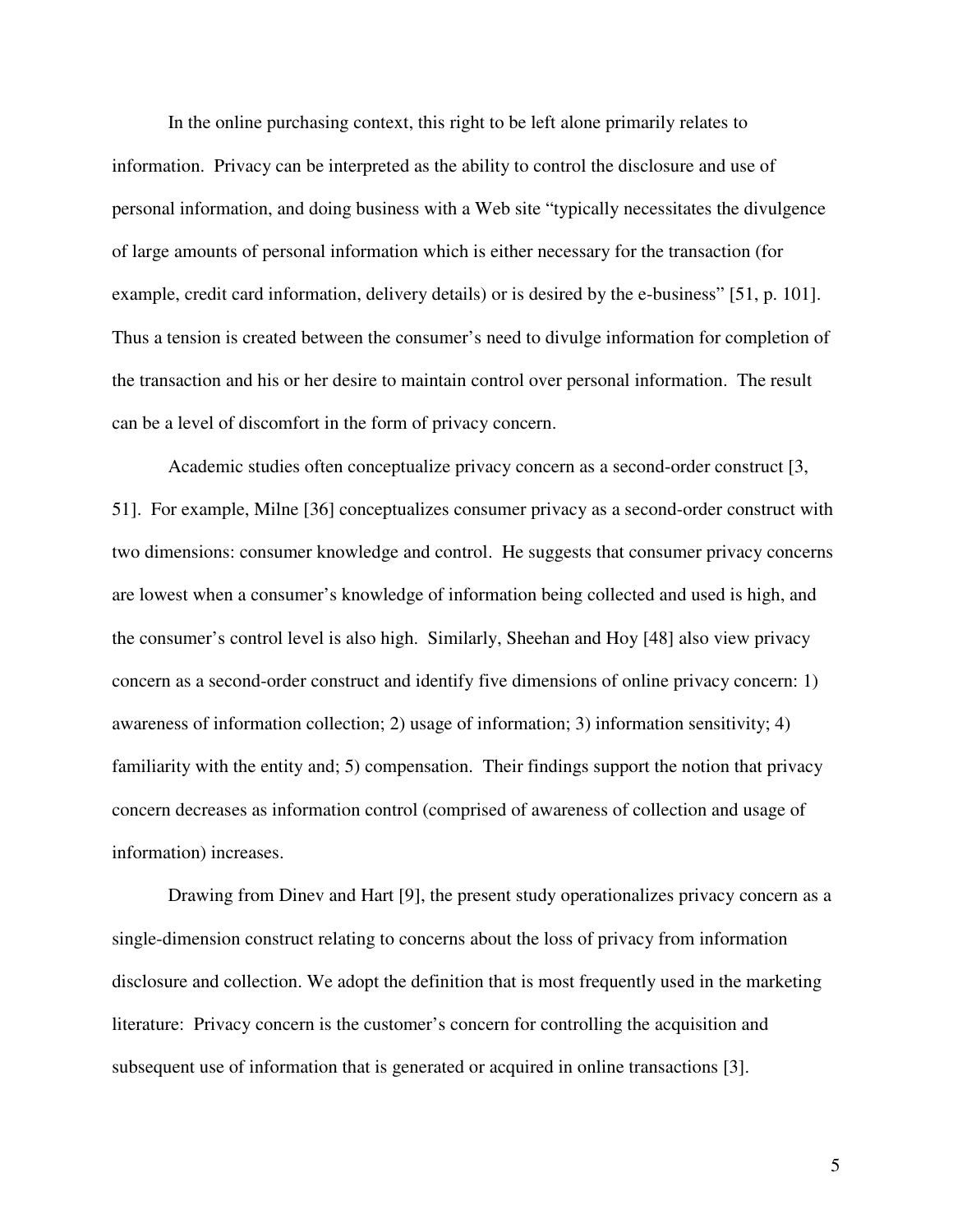In the online purchasing context, this right to be left alone primarily relates to information. Privacy can be interpreted as the ability to control the disclosure and use of personal information, and doing business with a Web site "typically necessitates the divulgence of large amounts of personal information which is either necessary for the transaction (for example, credit card information, delivery details) or is desired by the e-business" [51, p. 101]. Thus a tension is created between the consumer's need to divulge information for completion of the transaction and his or her desire to maintain control over personal information. The result can be a level of discomfort in the form of privacy concern.

Academic studies often conceptualize privacy concern as a second-order construct [3, 51]. For example, Milne [36] conceptualizes consumer privacy as a second-order construct with two dimensions: consumer knowledge and control. He suggests that consumer privacy concerns are lowest when a consumer's knowledge of information being collected and used is high, and the consumer's control level is also high. Similarly, Sheehan and Hoy [48] also view privacy concern as a second-order construct and identify five dimensions of online privacy concern: 1) awareness of information collection; 2) usage of information; 3) information sensitivity; 4) familiarity with the entity and; 5) compensation. Their findings support the notion that privacy concern decreases as information control (comprised of awareness of collection and usage of information) increases.

Drawing from Dinev and Hart [9], the present study operationalizes privacy concern as a single-dimension construct relating to concerns about the loss of privacy from information disclosure and collection. We adopt the definition that is most frequently used in the marketing literature: Privacy concern is the customer's concern for controlling the acquisition and subsequent use of information that is generated or acquired in online transactions [3].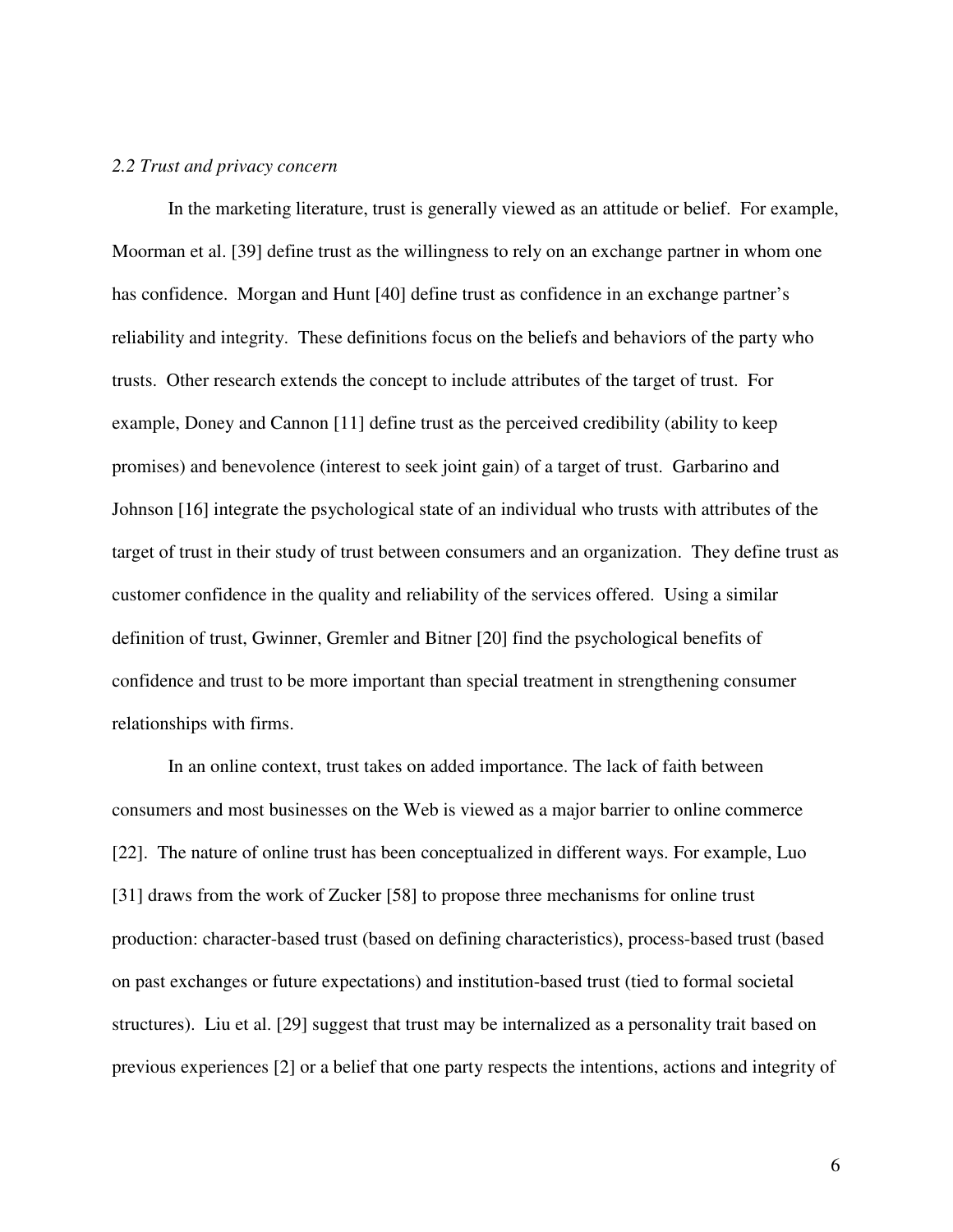*2.2 Trust and privacy concern*

In the marketing literature, trust is generally viewed as an attitude or belief. For example, Moorman et al. [39] define trust as the willingness to rely on an exchange partner in whom one has confidence. Morgan and Hunt [40] define trust as confidence in an exchange partner's reliability and integrity. These definitions focus on the beliefs and behaviors of the party who trusts. Other research extends the concept to include attributes of the target of trust. For example, Doney and Cannon [11] define trust as the perceived credibility (ability to keep promises) and benevolence (interest to seek joint gain) of a target of trust. Garbarino and Johnson [16] integrate the psychological state of an individual who trusts with attributes of the target of trust in their study of trust between consumers and an organization. They define trust as customer confidence in the quality and reliability of the services offered. Using a similar definition of trust, Gwinner, Gremler and Bitner [20] find the psychological benefits of confidence and trust to be more important than special treatment in strengthening consumer relationships with firms.

In an online context, trust takes on added importance. The lack of faith between consumers and most businesses on the Web is viewed as a major barrier to online commerce [22]. The nature of online trust has been conceptualized in different ways. For example, Luo [31] draws from the work of Zucker [58] to propose three mechanisms for online trust production: character-based trust (based on defining characteristics), process-based trust (based on past exchanges or future expectations) and institution-based trust (tied to formal societal structures). Liu et al. [29] suggest that trust may be internalized as a personality trait based on previous experiences [2] or a belief that one party respects the intentions, actions and integrity of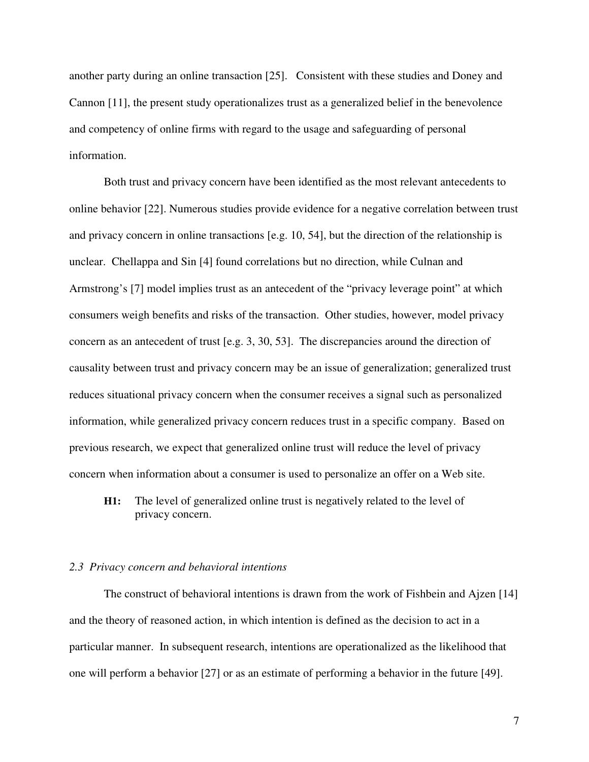another party during an online transaction [25]. Consistent with these studies and Doney and Cannon [11], the present study operationalizes trust as a generalized belief in the benevolence and competency of online firms with regard to the usage and safeguarding of personal information.

Both trust and privacy concern have been identified as the most relevant antecedents to online behavior [22]. Numerous studies provide evidence for a negative correlation between trust and privacy concern in online transactions [e.g. 10, 54], but the direction of the relationship is unclear. Chellappa and Sin [4] found correlations but no direction, while Culnan and Armstrong's [7] model implies trust as an antecedent of the "privacy leverage point" at which consumers weigh benefits and risks of the transaction. Other studies, however, model privacy concern as an antecedent of trust [e.g. 3, 30, 53]. The discrepancies around the direction of causality between trust and privacy concern may be an issue of generalization; generalized trust reduces situational privacy concern when the consumer receives a signal such as personalized information, while generalized privacy concern reduces trust in a specific company. Based on previous research, we expect that generalized online trust will reduce the level of privacy concern when information about a consumer is used to personalize an offer on a Web site.

**H1:** The level of generalized online trust is negatively related to the level of privacy concern.

### *2.3 Privacy concern and behavioral intentions*

The construct of behavioral intentions is drawn from the work of Fishbein and Ajzen [14] and the theory of reasoned action, in which intention is defined as the decision to act in a particular manner. In subsequent research, intentions are operationalized as the likelihood that one will perform a behavior [27] or as an estimate of performing a behavior in the future [49].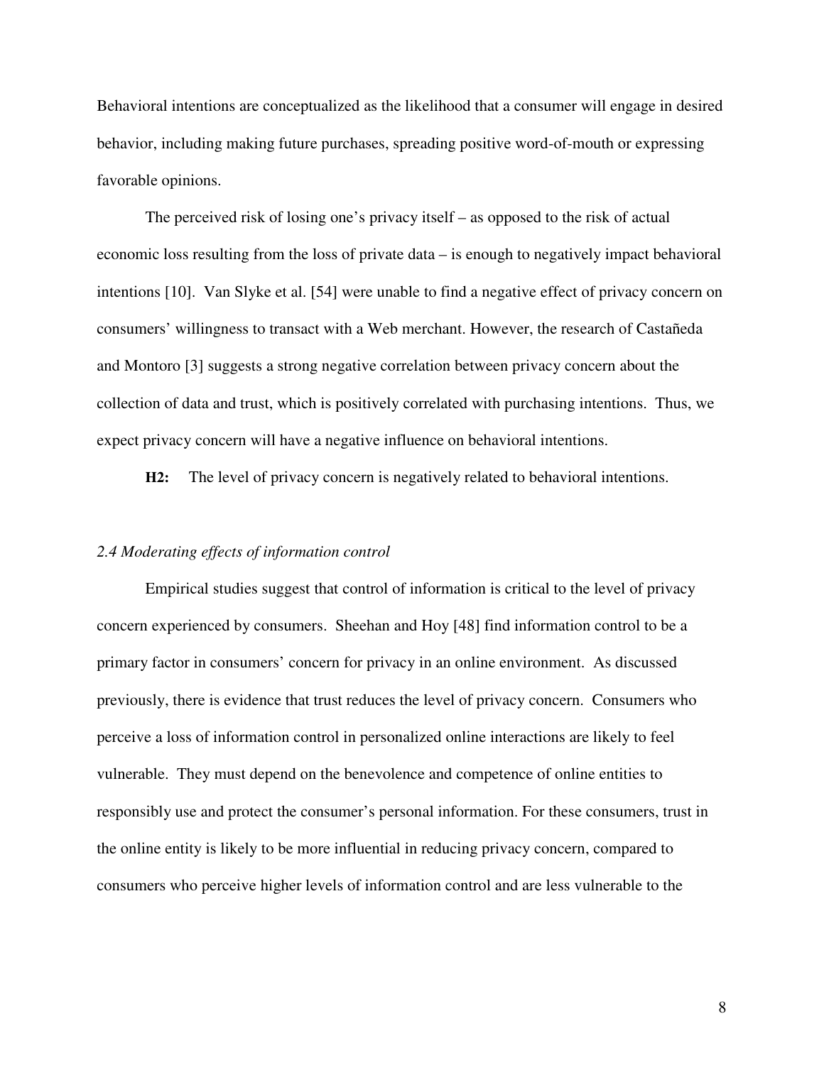Behavioral intentions are conceptualized as the likelihood that a consumer will engage in desired behavior, including making future purchases, spreading positive word-of-mouth or expressing favorable opinions.

The perceived risk of losing one's privacy itself – as opposed to the risk of actual economic loss resulting from the loss of private data – is enough to negatively impact behavioral intentions [10]. Van Slyke et al. [54] were unable to find a negative effect of privacy concern on consumers' willingness to transact with a Web merchant. However, the research of Castañeda and Montoro [3] suggests a strong negative correlation between privacy concern about the collection of data and trust, which is positively correlated with purchasing intentions. Thus, we expect privacy concern will have a negative influence on behavioral intentions.

**H2:** The level of privacy concern is negatively related to behavioral intentions.

### *2.4 Moderating effects of information control*

Empirical studies suggest that control of information is critical to the level of privacy concern experienced by consumers. Sheehan and Hoy [48] find information control to be a primary factor in consumers' concern for privacy in an online environment. As discussed previously, there is evidence that trust reduces the level of privacy concern. Consumers who perceive a loss of information control in personalized online interactions are likely to feel vulnerable. They must depend on the benevolence and competence of online entities to responsibly use and protect the consumer's personal information. For these consumers, trust in the online entity is likely to be more influential in reducing privacy concern, compared to consumers who perceive higher levels of information control and are less vulnerable to the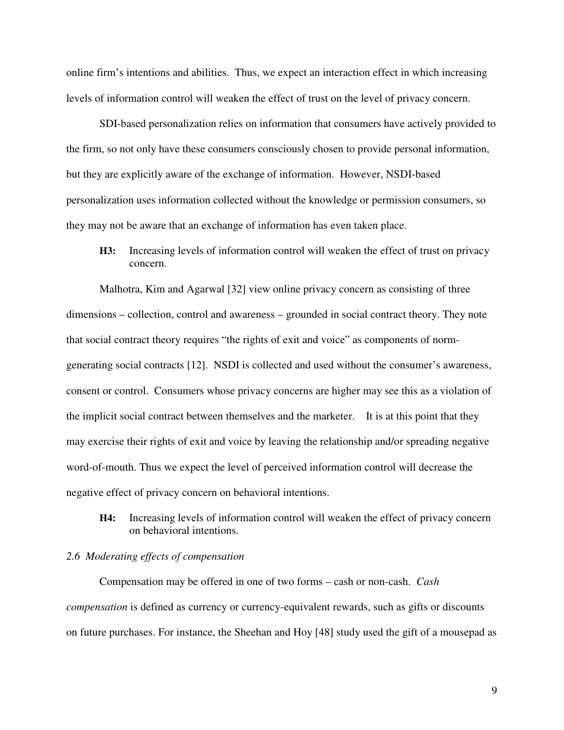online firm's intentions and abilities. Thus, we expect an interaction effect in which increasing levels of information control will weaken the effect of trust on the level of privacy concern.

SDI-based personalization relies on information that consumers have actively provided to the firm, so not only have these consumers consciously chosen to provide personal information, but they are explicitly aware of the exchange of information. However, NSDI-based personalization uses information collected without the knowledge or permission consumers, so they may not be aware that an exchange of information has even taken place.

> **H3:** Increasing levels of information control will weaken the effect of trust on privacy concern.

Malhotra, Kim and Agarwal [32] view online privacy concern as consisting of three dimensions – collection, control and awareness – grounded in social contract theory. They note that social contract theory requires "the rights of exit and voice" as components of norm-generating social contracts [12]. NSDI is collected and used without the consumer's awareness, consent or control. Consumers whose privacy concerns are higher may see this as a violation of the implicit social contract between themselves and the marketer. It is at this point that they may exercise their rights of exit and voice by leaving the relationship and/or spreading negative word-of-mouth. Thus we expect the level of perceived information control will decrease the negative effect of privacy concern on behavioral intentions.

> **H4:** Increasing levels of information control will weaken the effect of privacy concern on behavioral intentions.

### *2.6 Moderating effects of compensation*

Compensation may be offered in one of two forms – cash or non-cash. *Cash compensation* is defined as currency or currency-equivalent rewards, such as gifts or discounts on future purchases. For instance, the Sheehan and Hoy [48] study used the gift of a mousepad as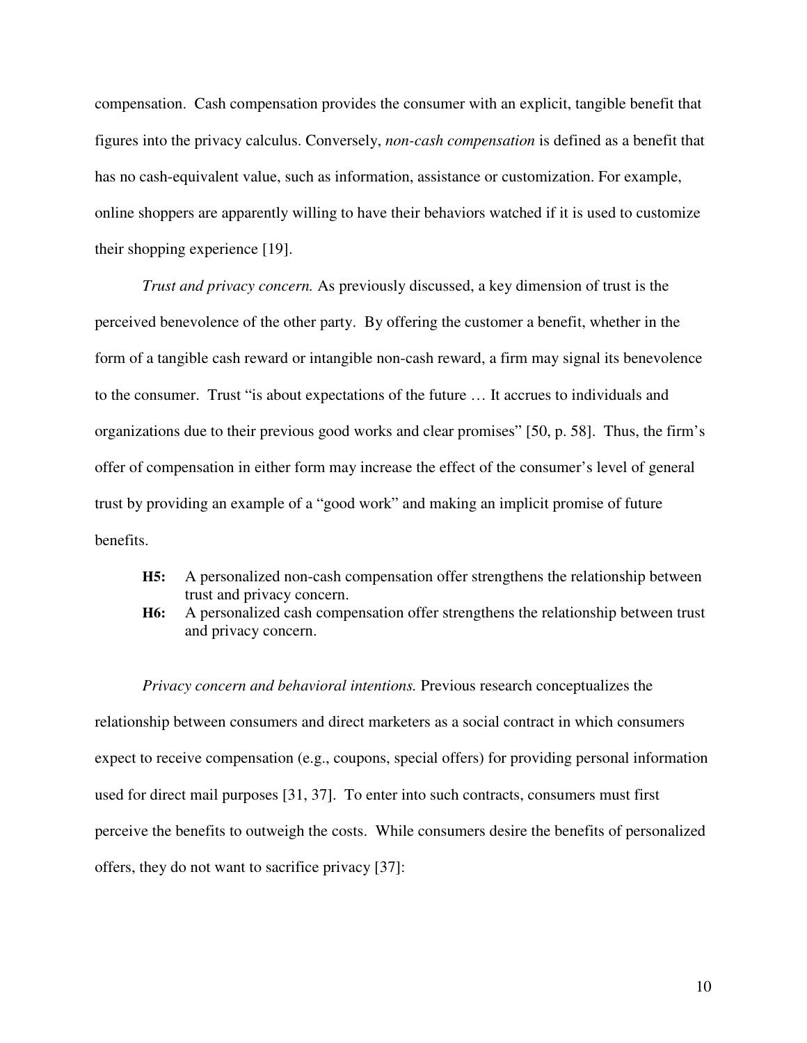compensation. Cash compensation provides the consumer with an explicit, tangible benefit that figures into the privacy calculus. Conversely, *non-cash compensation* is defined as a benefit that has no cash-equivalent value, such as information, assistance or customization. For example, online shoppers are apparently willing to have their behaviors watched if it is used to customize their shopping experience [19].

*Trust and privacy concern.* As previously discussed, a key dimension of trust is the perceived benevolence of the other party. By offering the customer a benefit, whether in the form of a tangible cash reward or intangible non-cash reward, a firm may signal its benevolence to the consumer. Trust "is about expectations of the future … It accrues to individuals and organizations due to their previous good works and clear promises" [50, p. 58]. Thus, the firm's offer of compensation in either form may increase the effect of the consumer's level of general trust by providing an example of a "good work" and making an implicit promise of future benefits.

**H5:** A personalized non-cash compensation offer strengthens the relationship between trust and privacy concern.

**H6:** A personalized cash compensation offer strengthens the relationship between trust and privacy concern.

*Privacy concern and behavioral intentions.* Previous research conceptualizes the relationship between consumers and direct marketers as a social contract in which consumers expect to receive compensation (e.g., coupons, special offers) for providing personal information used for direct mail purposes [31, 37]. To enter into such contracts, consumers must first perceive the benefits to outweigh the costs. While consumers desire the benefits of personalized offers, they do not want to sacrifice privacy [37]: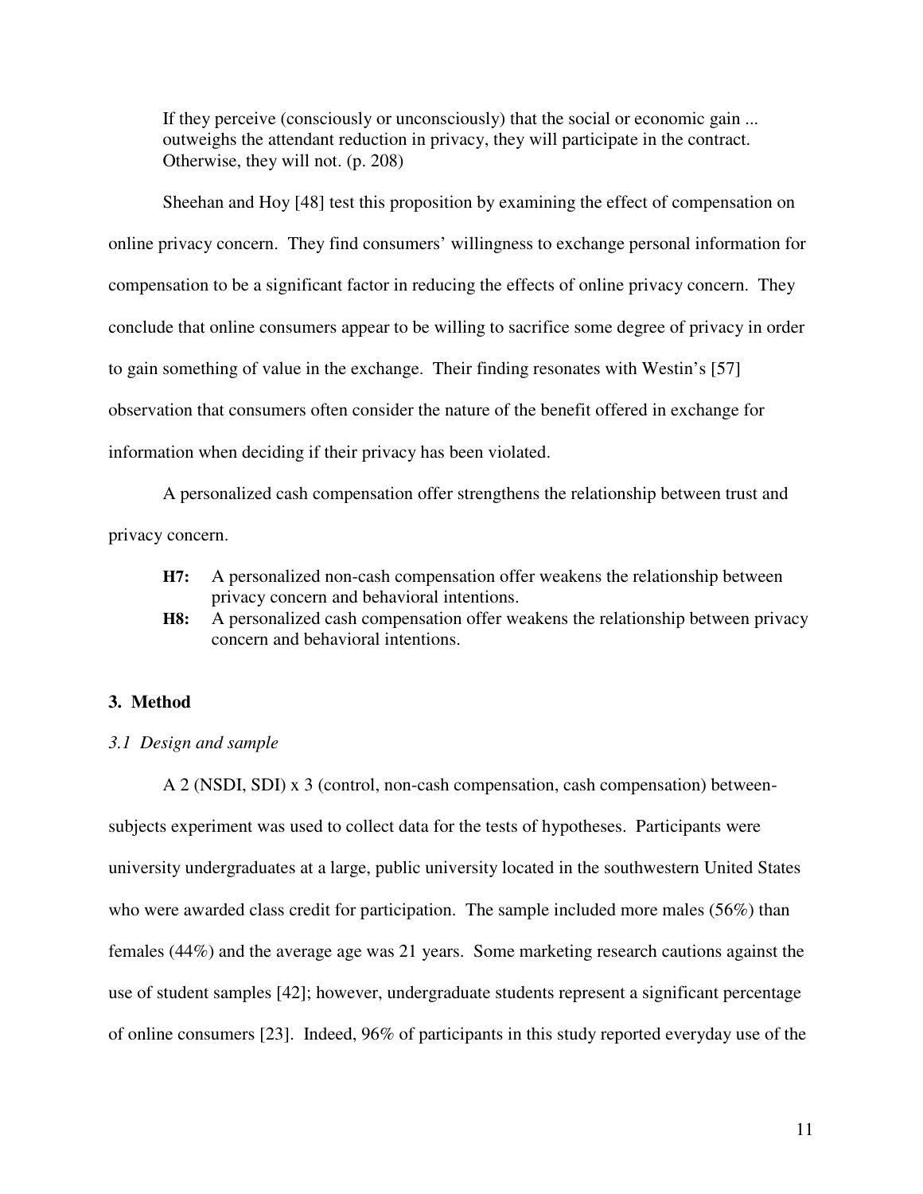> If they perceive (consciously or unconsciously) that the social or economic gain ... outweighs the attendant reduction in privacy, they will participate in the contract. Otherwise, they will not. (p. 208)

Sheehan and Hoy [48] test this proposition by examining the effect of compensation on online privacy concern. They find consumers' willingness to exchange personal information for compensation to be a significant factor in reducing the effects of online privacy concern. They conclude that online consumers appear to be willing to sacrifice some degree of privacy in order to gain something of value in the exchange. Their finding resonates with Westin's [57] observation that consumers often consider the nature of the benefit offered in exchange for information when deciding if their privacy has been violated.

A personalized cash compensation offer strengthens the relationship between trust and privacy concern.

- **H7:** A personalized non-cash compensation offer weakens the relationship between privacy concern and behavioral intentions.
- **H8:** A personalized cash compensation offer weakens the relationship between privacy concern and behavioral intentions.

## 3. Method

### *3.1 Design and sample*

A 2 (NSDI, SDI) x 3 (control, non-cash compensation, cash compensation) between-subjects experiment was used to collect data for the tests of hypotheses. Participants were university undergraduates at a large, public university located in the southwestern United States who were awarded class credit for participation. The sample included more males (56%) than females (44%) and the average age was 21 years. Some marketing research cautions against the use of student samples [42]; however, undergraduate students represent a significant percentage of online consumers [23]. Indeed, 96% of participants in this study reported everyday use of the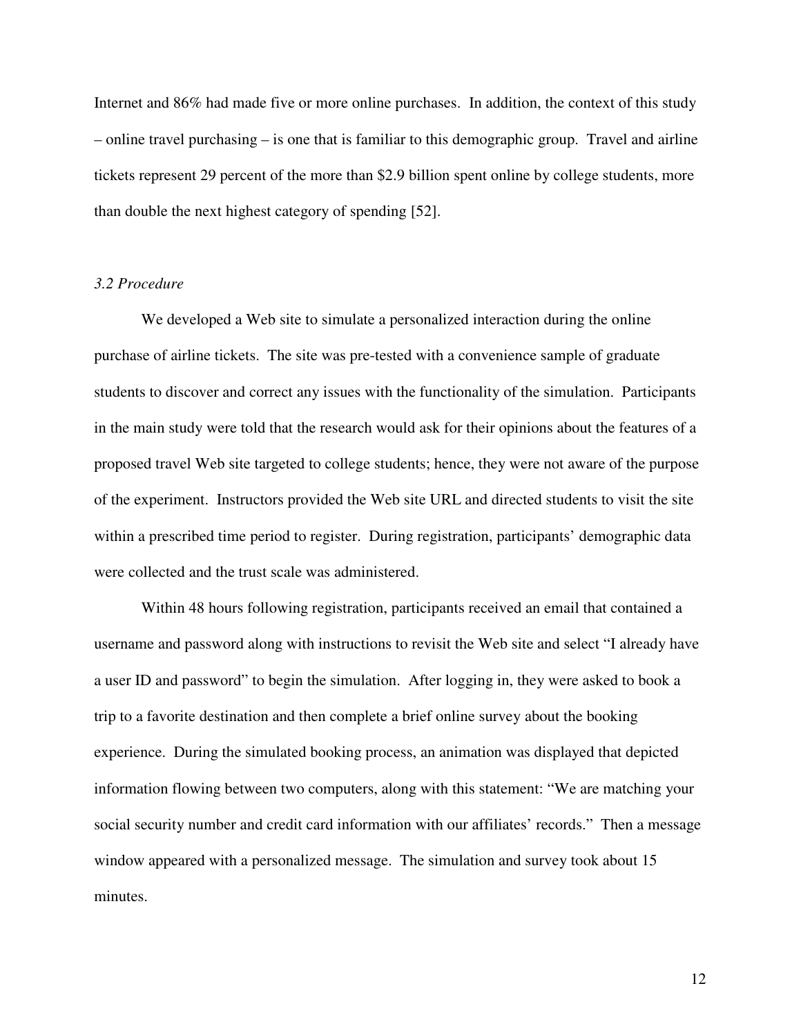Internet and 86% had made five or more online purchases. In addition, the context of this study – online travel purchasing – is one that is familiar to this demographic group. Travel and airline tickets represent 29 percent of the more than $2.9 billion spent online by college students, more than double the next highest category of spending [52].

### *3.2 Procedure*

We developed a Web site to simulate a personalized interaction during the online purchase of airline tickets. The site was pre-tested with a convenience sample of graduate students to discover and correct any issues with the functionality of the simulation. Participants in the main study were told that the research would ask for their opinions about the features of a proposed travel Web site targeted to college students; hence, they were not aware of the purpose of the experiment. Instructors provided the Web site URL and directed students to visit the site within a prescribed time period to register. During registration, participants' demographic data were collected and the trust scale was administered.

Within 48 hours following registration, participants received an email that contained a username and password along with instructions to revisit the Web site and select "I already have a user ID and password" to begin the simulation. After logging in, they were asked to book a trip to a favorite destination and then complete a brief online survey about the booking experience. During the simulated booking process, an animation was displayed that depicted information flowing between two computers, along with this statement: "We are matching your social security number and credit card information with our affiliates' records." Then a message window appeared with a personalized message. The simulation and survey took about 15 minutes.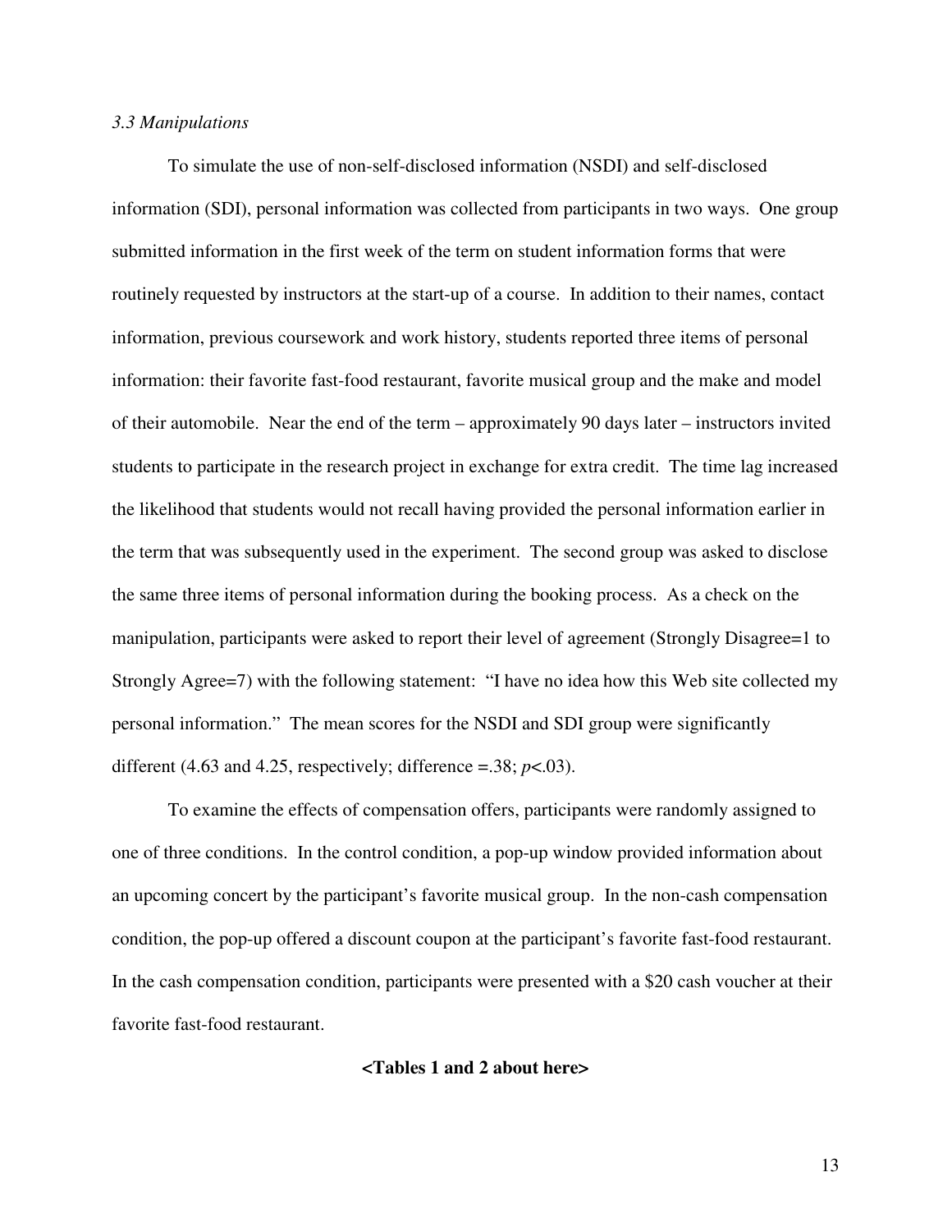*3.3 Manipulations*

To simulate the use of non-self-disclosed information (NSDI) and self-disclosed information (SDI), personal information was collected from participants in two ways. One group submitted information in the first week of the term on student information forms that were routinely requested by instructors at the start-up of a course. In addition to their names, contact information, previous coursework and work history, students reported three items of personal information: their favorite fast-food restaurant, favorite musical group and the make and model of their automobile. Near the end of the term – approximately 90 days later – instructors invited students to participate in the research project in exchange for extra credit. The time lag increased the likelihood that students would not recall having provided the personal information earlier in the term that was subsequently used in the experiment. The second group was asked to disclose the same three items of personal information during the booking process. As a check on the manipulation, participants were asked to report their level of agreement (Strongly Disagree=1 to Strongly Agree=7) with the following statement: "I have no idea how this Web site collected my personal information." The mean scores for the NSDI and SDI group were significantly different (4.63 and 4.25, respectively; difference =.38; $p$<.03).

To examine the effects of compensation offers, participants were randomly assigned to one of three conditions. In the control condition, a pop-up window provided information about an upcoming concert by the participant's favorite musical group. In the non-cash compensation condition, the pop-up offered a discount coupon at the participant's favorite fast-food restaurant. In the cash compensation condition, participants were presented with a $20 cash voucher at their favorite fast-food restaurant.

**<Tables 1 and 2 about here>**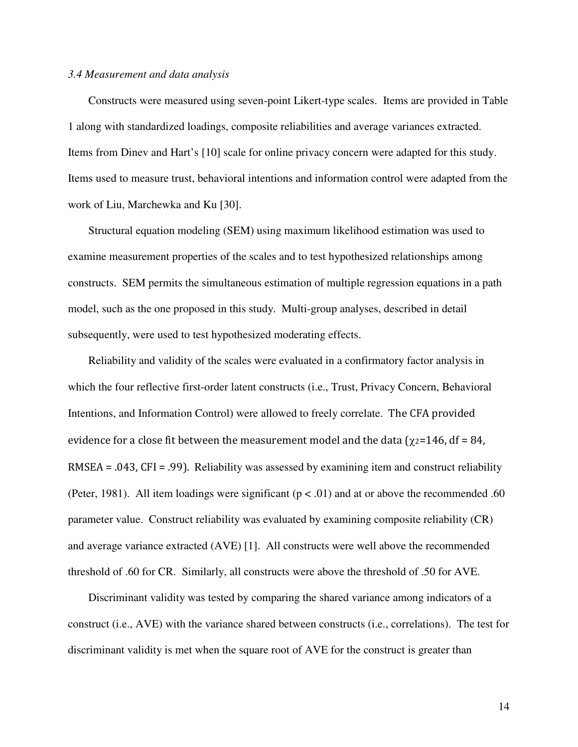*3.4 Measurement and data analysis*

Constructs were measured using seven-point Likert-type scales. Items are provided in Table 1 along with standardized loadings, composite reliabilities and average variances extracted. Items from Dinev and Hart's [10] scale for online privacy concern were adapted for this study. Items used to measure trust, behavioral intentions and information control were adapted from the work of Liu, Marchewka and Ku [30].

Structural equation modeling (SEM) using maximum likelihood estimation was used to examine measurement properties of the scales and to test hypothesized relationships among constructs. SEM permits the simultaneous estimation of multiple regression equations in a path model, such as the one proposed in this study. Multi-group analyses, described in detail subsequently, were used to test hypothesized moderating effects.

Reliability and validity of the scales were evaluated in a confirmatory factor analysis in which the four reflective first-order latent constructs (i.e., Trust, Privacy Concern, Behavioral Intentions, and Information Control) were allowed to freely correlate. The CFA provided evidence for a close fit between the measurement model and the data ($\chi^2$=146, df = 84, RMSEA = .043, CFI = .99). Reliability was assessed by examining item and construct reliability (Peter, 1981). All item loadings were significant ($p < .01$) and at or above the recommended .60 parameter value. Construct reliability was evaluated by examining composite reliability (CR) and average variance extracted (AVE) [1]. All constructs were well above the recommended threshold of .60 for CR. Similarly, all constructs were above the threshold of .50 for AVE.

Discriminant validity was tested by comparing the shared variance among indicators of a construct (i.e., AVE) with the variance shared between constructs (i.e., correlations). The test for discriminant validity is met when the square root of AVE for the construct is greater than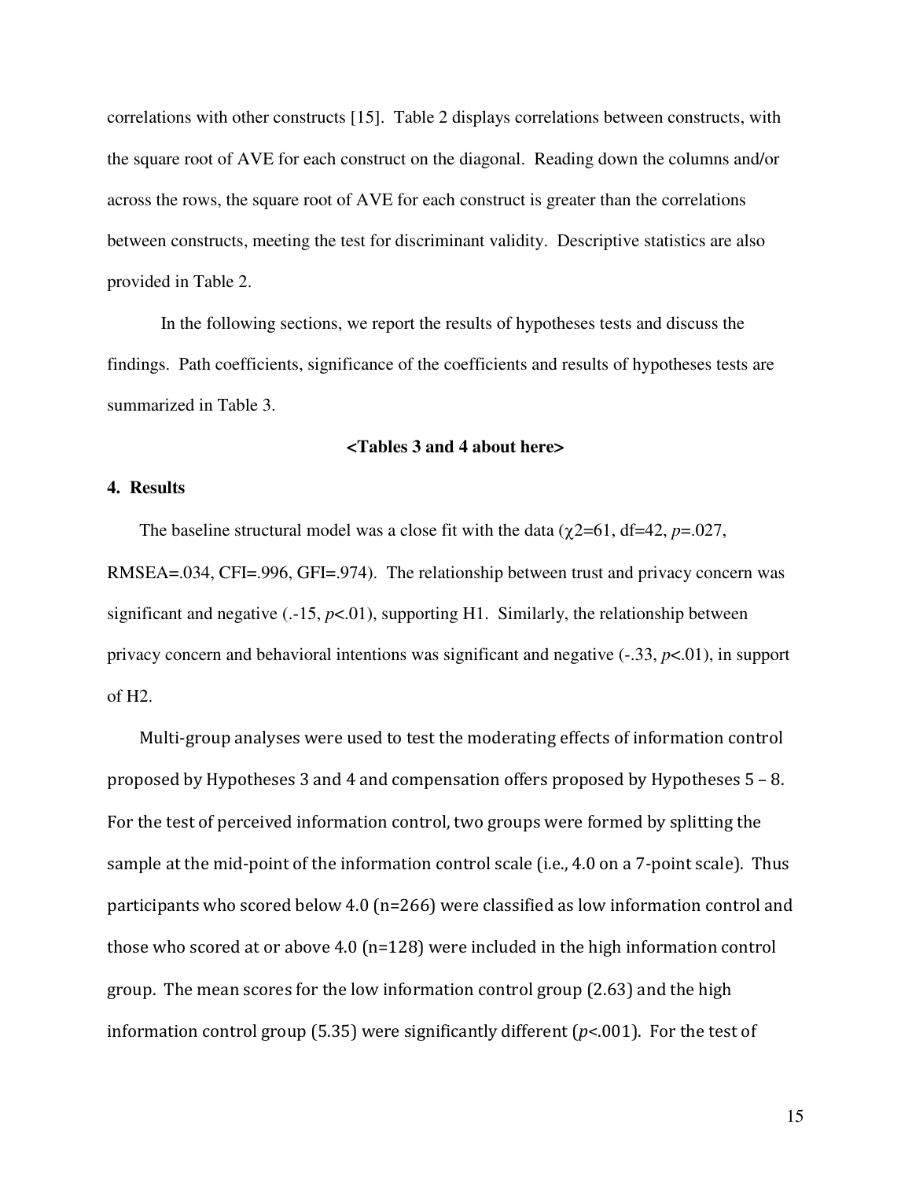correlations with other constructs [15]. Table 2 displays correlations between constructs, with the square root of AVE for each construct on the diagonal. Reading down the columns and/or across the rows, the square root of AVE for each construct is greater than the correlations between constructs, meeting the test for discriminant validity. Descriptive statistics are also provided in Table 2.

In the following sections, we report the results of hypotheses tests and discuss the findings. Path coefficients, significance of the coefficients and results of hypotheses tests are summarized in Table 3.

**<Tables 3 and 4 about here>**

## 4. Results

The baseline structural model was a close fit with the data ($\chi 2$=61, df=42, *p*=.027, RMSEA=.034, CFI=.996, GFI=.974). The relationship between trust and privacy concern was significant and negative (.-15, *p*<.01), supporting H1. Similarly, the relationship between privacy concern and behavioral intentions was significant and negative (-.33, *p*<.01), in support of H2.

Multi-group analyses were used to test the moderating effects of information control proposed by Hypotheses 3 and 4 and compensation offers proposed by Hypotheses 5 – 8. For the test of perceived information control, two groups were formed by splitting the sample at the mid-point of the information control scale (i.e., 4.0 on a 7-point scale). Thus participants who scored below 4.0 (n=266) were classified as low information control and those who scored at or above 4.0 (n=128) were included in the high information control group. The mean scores for the low information control group (2.63) and the high information control group (5.35) were significantly different (*p*<.001). For the test of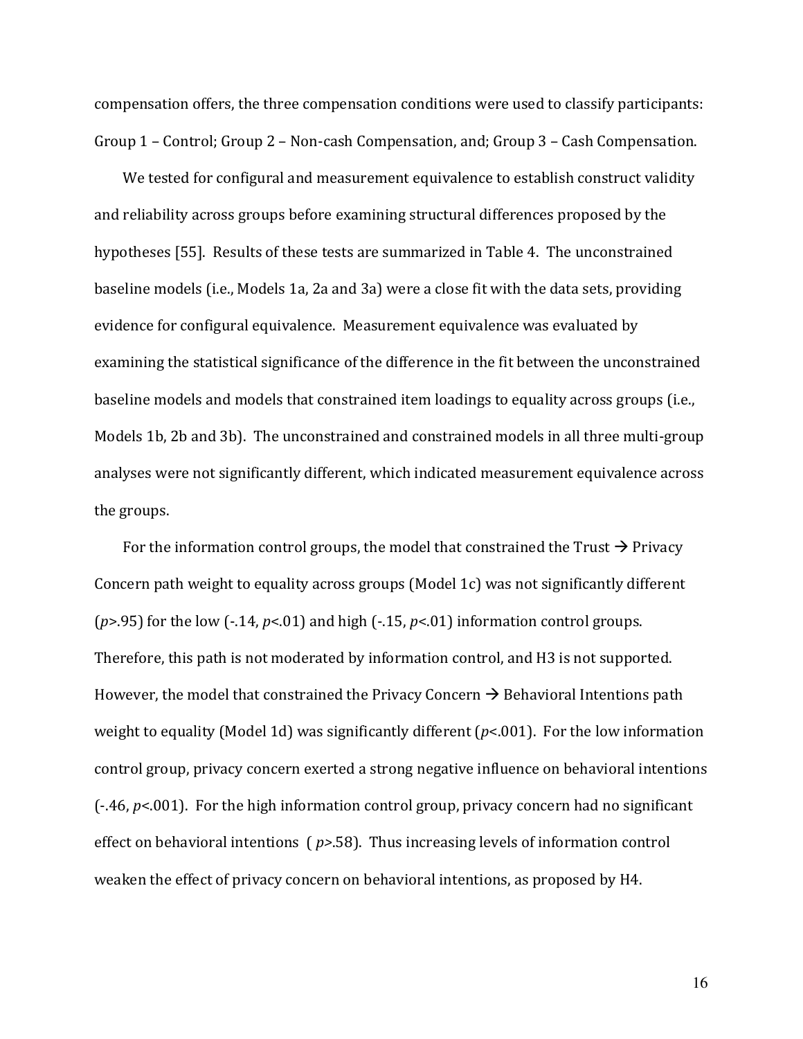compensation offers, the three compensation conditions were used to classify participants: Group 1 – Control; Group 2 – Non-cash Compensation, and; Group 3 – Cash Compensation.

We tested for configural and measurement equivalence to establish construct validity and reliability across groups before examining structural differences proposed by the hypotheses [55]. Results of these tests are summarized in Table 4. The unconstrained baseline models (i.e., Models 1a, 2a and 3a) were a close fit with the data sets, providing evidence for configural equivalence. Measurement equivalence was evaluated by examining the statistical significance of the difference in the fit between the unconstrained baseline models and models that constrained item loadings to equality across groups (i.e., Models 1b, 2b and 3b). The unconstrained and constrained models in all three multi-group analyses were not significantly different, which indicated measurement equivalence across the groups.

For the information control groups, the model that constrained the Trust → Privacy Concern path weight to equality across groups (Model 1c) was not significantly different ($p>.95$) for the low (-.14, $p<.01$) and high (-.15, $p<.01$) information control groups. Therefore, this path is not moderated by information control, and H3 is not supported. However, the model that constrained the Privacy Concern → Behavioral Intentions path weight to equality (Model 1d) was significantly different ($p<.001$). For the low information control group, privacy concern exerted a strong negative influence on behavioral intentions (-.46, $p<.001$). For the high information control group, privacy concern had no significant effect on behavioral intentions ( $p>.58$). Thus increasing levels of information control weaken the effect of privacy concern on behavioral intentions, as proposed by H4.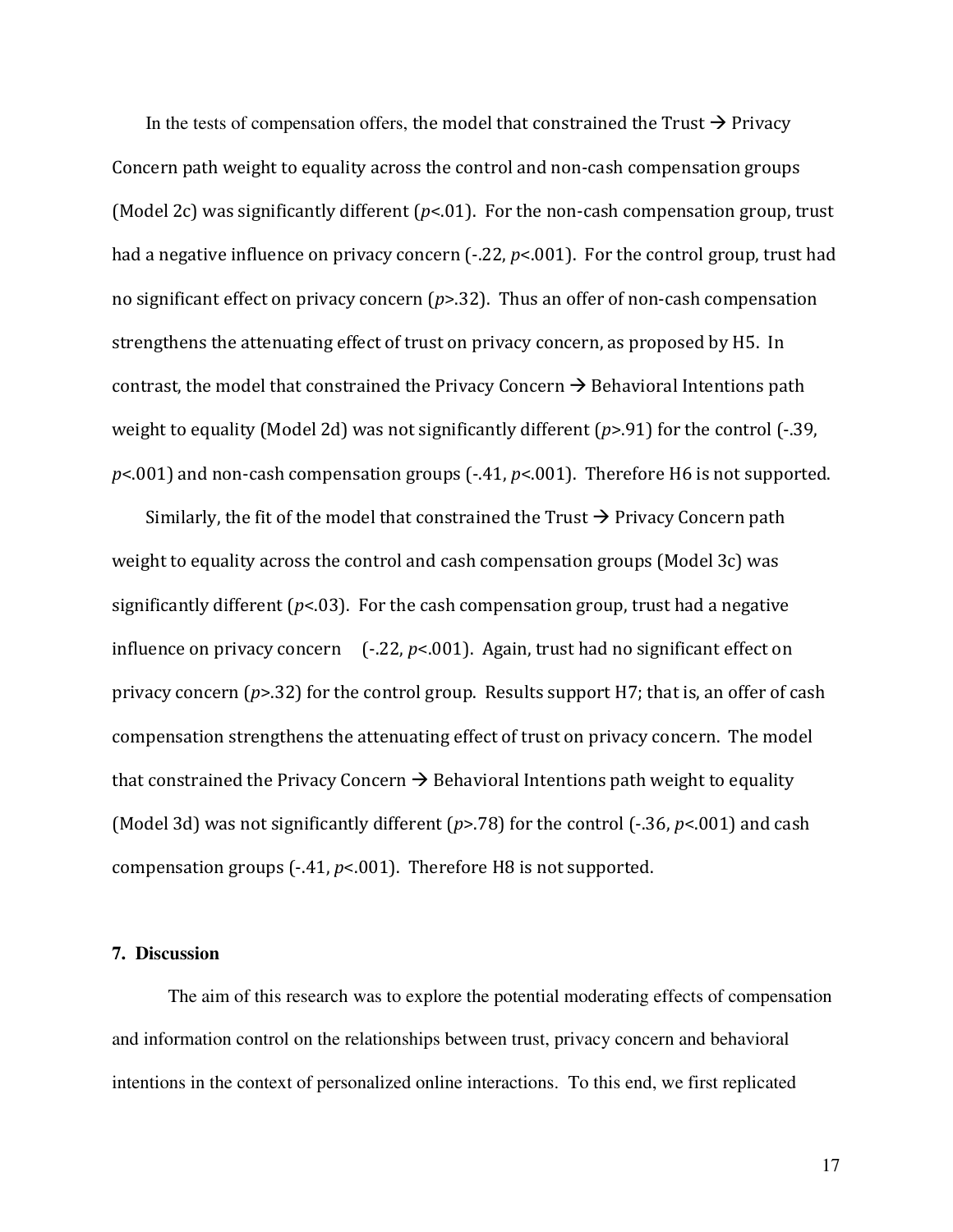In the tests of compensation offers, the model that constrained the Trust → Privacy Concern path weight to equality across the control and non-cash compensation groups (Model 2c) was significantly different ($p$<.01). For the non-cash compensation group, trust had a negative influence on privacy concern (-.22, $p$<.001). For the control group, trust had no significant effect on privacy concern ($p$>.32). Thus an offer of non-cash compensation strengthens the attenuating effect of trust on privacy concern, as proposed by H5. In contrast, the model that constrained the Privacy Concern → Behavioral Intentions path weight to equality (Model 2d) was not significantly different ($p$>.91) for the control (-.39, $p$<.001) and non-cash compensation groups (-.41, $p$<.001). Therefore H6 is not supported.

Similarly, the fit of the model that constrained the Trust → Privacy Concern path weight to equality across the control and cash compensation groups (Model 3c) was significantly different ($p$<.03). For the cash compensation group, trust had a negative influence on privacy concern (-.22, $p$<.001). Again, trust had no significant effect on privacy concern ($p$>.32) for the control group. Results support H7; that is, an offer of cash compensation strengthens the attenuating effect of trust on privacy concern. The model that constrained the Privacy Concern → Behavioral Intentions path weight to equality (Model 3d) was not significantly different ($p$>.78) for the control (-.36, $p$<.001) and cash compensation groups (-.41, $p$<.001). Therefore H8 is not supported.

## 7. Discussion

The aim of this research was to explore the potential moderating effects of compensation and information control on the relationships between trust, privacy concern and behavioral intentions in the context of personalized online interactions. To this end, we first replicated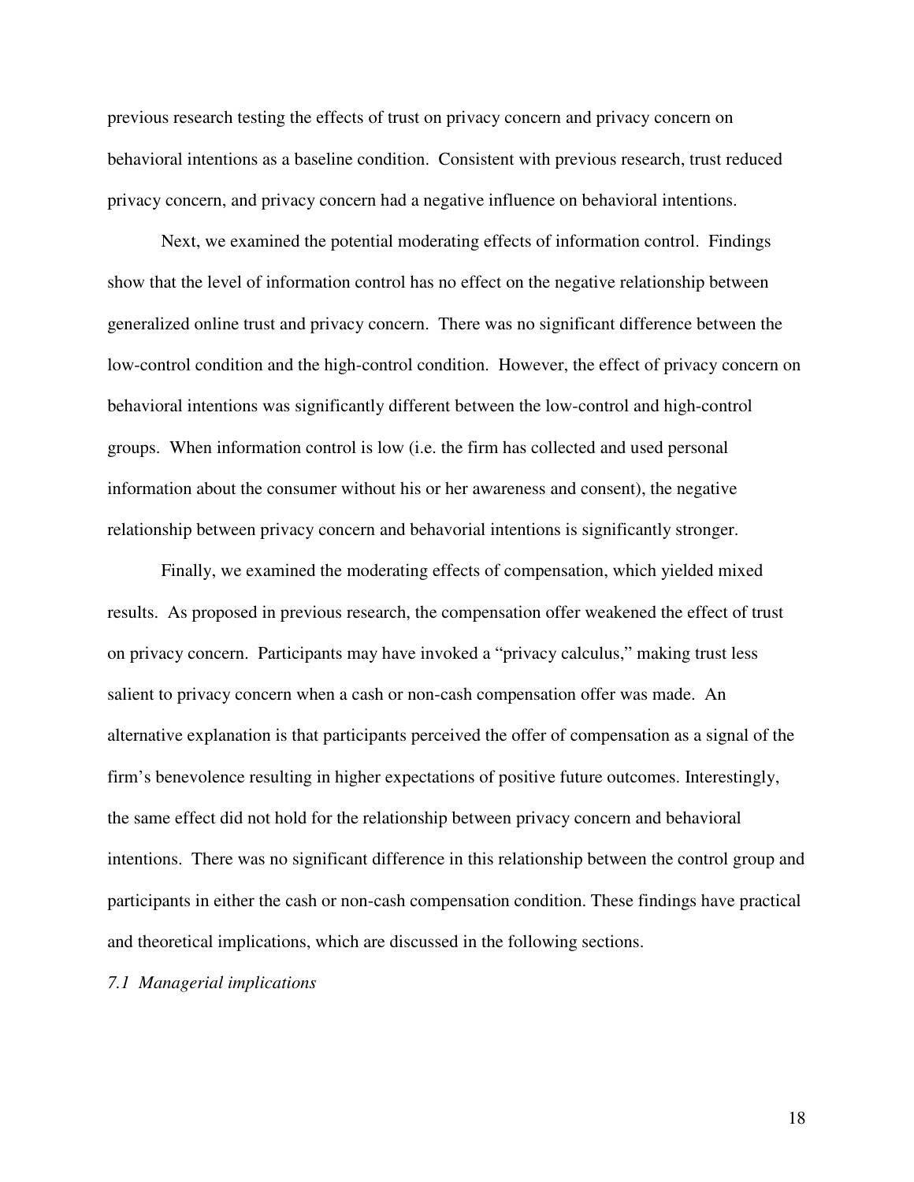previous research testing the effects of trust on privacy concern and privacy concern on behavioral intentions as a baseline condition. Consistent with previous research, trust reduced privacy concern, and privacy concern had a negative influence on behavioral intentions.

Next, we examined the potential moderating effects of information control. Findings show that the level of information control has no effect on the negative relationship between generalized online trust and privacy concern. There was no significant difference between the low-control condition and the high-control condition. However, the effect of privacy concern on behavioral intentions was significantly different between the low-control and high-control groups. When information control is low (i.e. the firm has collected and used personal information about the consumer without his or her awareness and consent), the negative relationship between privacy concern and behavorial intentions is significantly stronger.

Finally, we examined the moderating effects of compensation, which yielded mixed results. As proposed in previous research, the compensation offer weakened the effect of trust on privacy concern. Participants may have invoked a "privacy calculus," making trust less salient to privacy concern when a cash or non-cash compensation offer was made. An alternative explanation is that participants perceived the offer of compensation as a signal of the firm's benevolence resulting in higher expectations of positive future outcomes. Interestingly, the same effect did not hold for the relationship between privacy concern and behavioral intentions. There was no significant difference in this relationship between the control group and participants in either the cash or non-cash compensation condition. These findings have practical and theoretical implications, which are discussed in the following sections.

### *7.1 Managerial implications*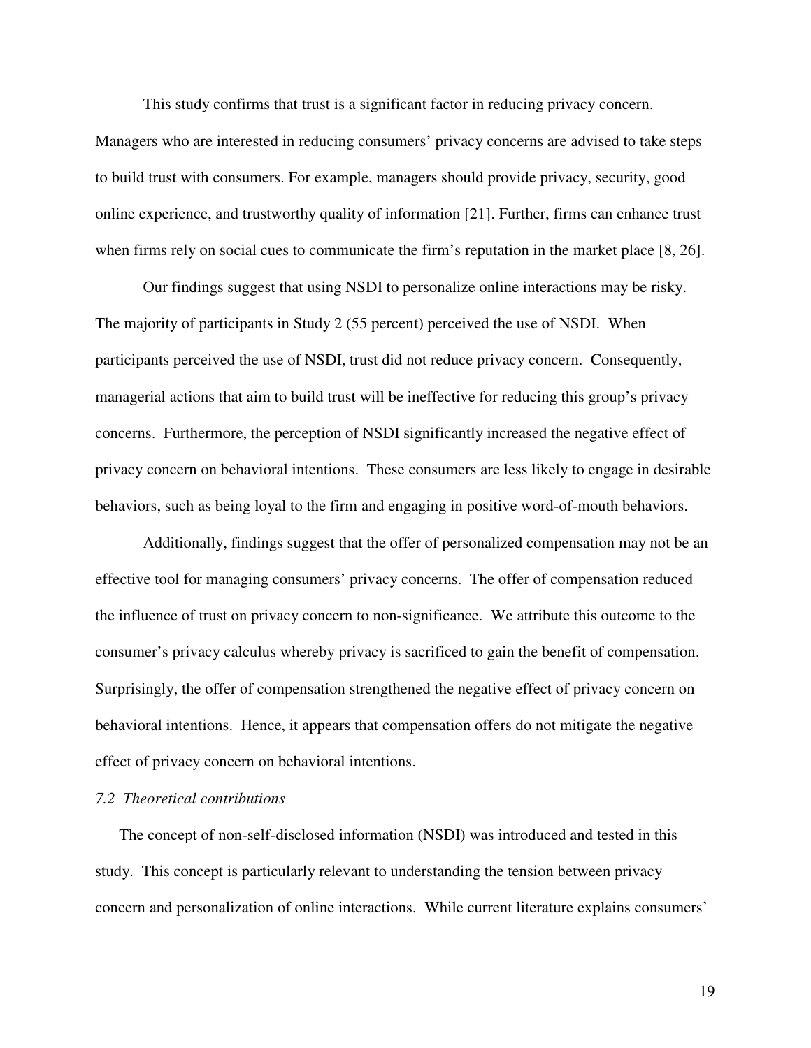This study confirms that trust is a significant factor in reducing privacy concern. Managers who are interested in reducing consumers' privacy concerns are advised to take steps to build trust with consumers. For example, managers should provide privacy, security, good online experience, and trustworthy quality of information [21]. Further, firms can enhance trust when firms rely on social cues to communicate the firm's reputation in the market place [8, 26].

Our findings suggest that using NSDI to personalize online interactions may be risky. The majority of participants in Study 2 (55 percent) perceived the use of NSDI. When participants perceived the use of NSDI, trust did not reduce privacy concern. Consequently, managerial actions that aim to build trust will be ineffective for reducing this group's privacy concerns. Furthermore, the perception of NSDI significantly increased the negative effect of privacy concern on behavioral intentions. These consumers are less likely to engage in desirable behaviors, such as being loyal to the firm and engaging in positive word-of-mouth behaviors.

Additionally, findings suggest that the offer of personalized compensation may not be an effective tool for managing consumers' privacy concerns. The offer of compensation reduced the influence of trust on privacy concern to non-significance. We attribute this outcome to the consumer's privacy calculus whereby privacy is sacrificed to gain the benefit of compensation. Surprisingly, the offer of compensation strengthened the negative effect of privacy concern on behavioral intentions. Hence, it appears that compensation offers do not mitigate the negative effect of privacy concern on behavioral intentions.

### *7.2 Theoretical contributions*

The concept of non-self-disclosed information (NSDI) was introduced and tested in this study. This concept is particularly relevant to understanding the tension between privacy concern and personalization of online interactions. While current literature explains consumers'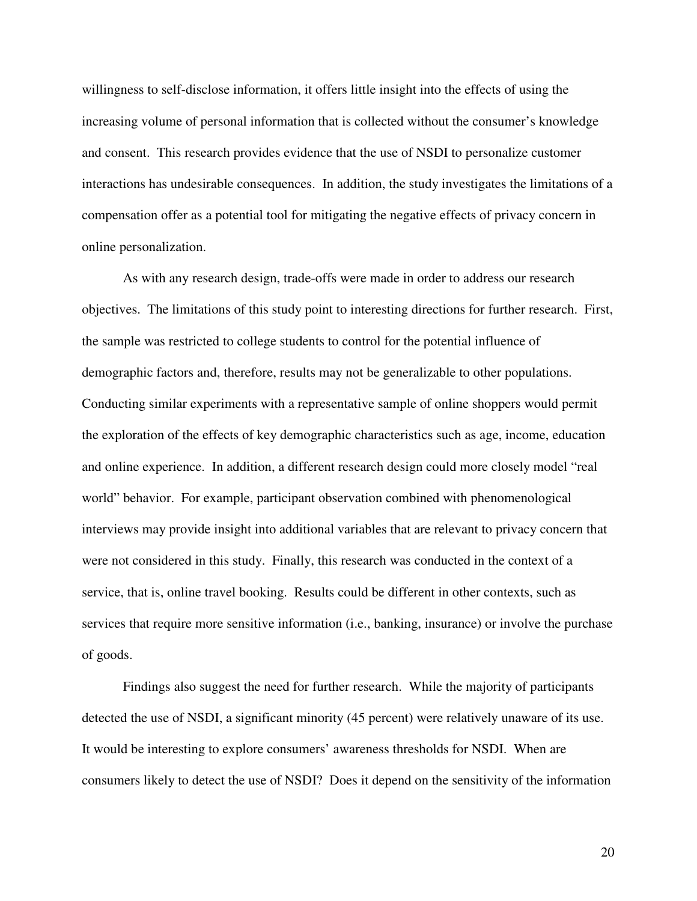willingness to self-disclose information, it offers little insight into the effects of using the increasing volume of personal information that is collected without the consumer's knowledge and consent. This research provides evidence that the use of NSDI to personalize customer interactions has undesirable consequences. In addition, the study investigates the limitations of a compensation offer as a potential tool for mitigating the negative effects of privacy concern in online personalization.

As with any research design, trade-offs were made in order to address our research objectives. The limitations of this study point to interesting directions for further research. First, the sample was restricted to college students to control for the potential influence of demographic factors and, therefore, results may not be generalizable to other populations. Conducting similar experiments with a representative sample of online shoppers would permit the exploration of the effects of key demographic characteristics such as age, income, education and online experience. In addition, a different research design could more closely model "real world" behavior. For example, participant observation combined with phenomenological interviews may provide insight into additional variables that are relevant to privacy concern that were not considered in this study. Finally, this research was conducted in the context of a service, that is, online travel booking. Results could be different in other contexts, such as services that require more sensitive information (i.e., banking, insurance) or involve the purchase of goods.

Findings also suggest the need for further research. While the majority of participants detected the use of NSDI, a significant minority (45 percent) were relatively unaware of its use. It would be interesting to explore consumers' awareness thresholds for NSDI. When are consumers likely to detect the use of NSDI? Does it depend on the sensitivity of the information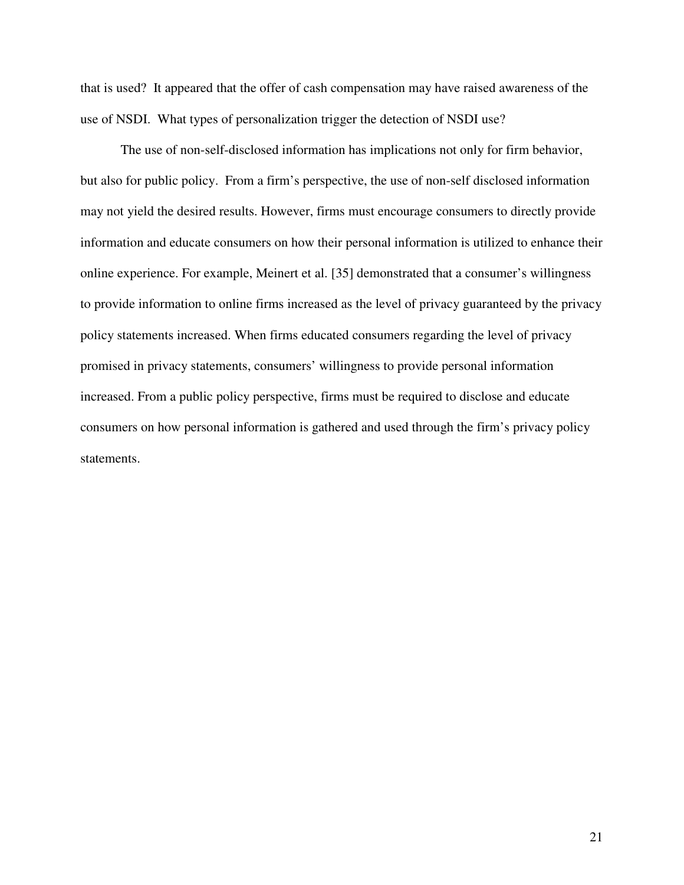that is used? It appeared that the offer of cash compensation may have raised awareness of the use of NSDI. What types of personalization trigger the detection of NSDI use?

The use of non-self-disclosed information has implications not only for firm behavior, but also for public policy. From a firm's perspective, the use of non-self disclosed information may not yield the desired results. However, firms must encourage consumers to directly provide information and educate consumers on how their personal information is utilized to enhance their online experience. For example, Meinert et al. [35] demonstrated that a consumer's willingness to provide information to online firms increased as the level of privacy guaranteed by the privacy policy statements increased. When firms educated consumers regarding the level of privacy promised in privacy statements, consumers' willingness to provide personal information increased. From a public policy perspective, firms must be required to disclose and educate consumers on how personal information is gathered and used through the firm's privacy policy statements.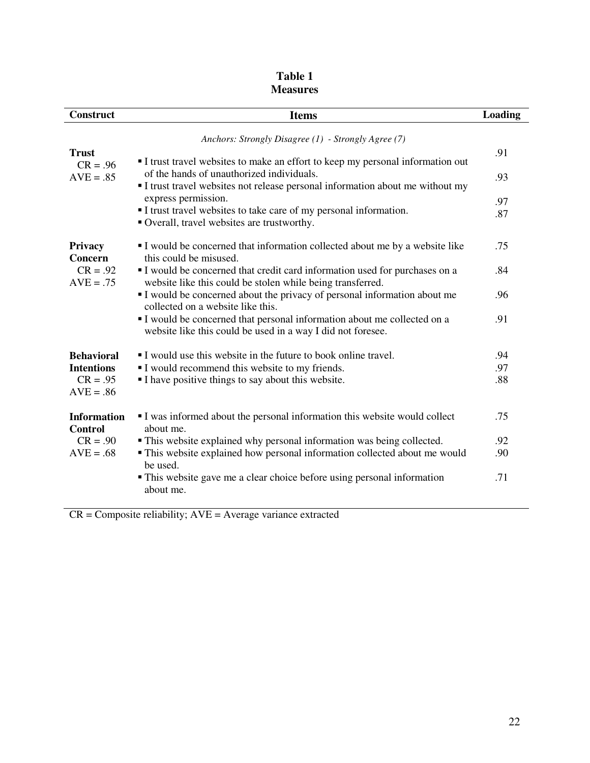**Table 1**
**Measures**

| Construct | Items | Loading |
|---|---|---|
| | *Anchors: Strongly Disagree (1) - Strongly Agree (7)* | |
| **Trust** CR = .96 AVE = .85 | ▪ I trust travel websites to make an effort to keep my personal information out of the hands of unauthorized individuals. | .91 |
| | ▪ I trust travel websites not release personal information about me without my express permission. | .93 |
| | ▪ I trust travel websites to take care of my personal information. | .97 |
| | ▪ Overall, travel websites are trustworthy. | .87 |
| **Privacy Concern** CR = .92 AVE = .75 | ▪ I would be concerned that information collected about me by a website like this could be misused. | .75 |
| | ▪ I would be concerned that credit card information used for purchases on a website like this could be stolen while being transferred. | .84 |
| | ▪ I would be concerned about the privacy of personal information about me collected on a website like this. | .96 |
| | ▪ I would be concerned that personal information about me collected on a website like this could be used in a way I did not foresee. | .91 |
| **Behavioral Intentions** CR = .95 AVE = .86 | ▪ I would use this website in the future to book online travel. | .94 |
| | ▪ I would recommend this website to my friends. | .97 |
| | ▪ I have positive things to say about this website. | .88 |
| **Information Control** CR = .90 AVE = .68 | ▪ I was informed about the personal information this website would collect about me. | .75 |
| | ▪ This website explained why personal information was being collected. | .92 |
| | ▪ This website explained how personal information collected about me would be used. | .90 |
| | ▪ This website gave me a clear choice before using personal information about me. | .71 |

CR = Composite reliability; AVE = Average variance extracted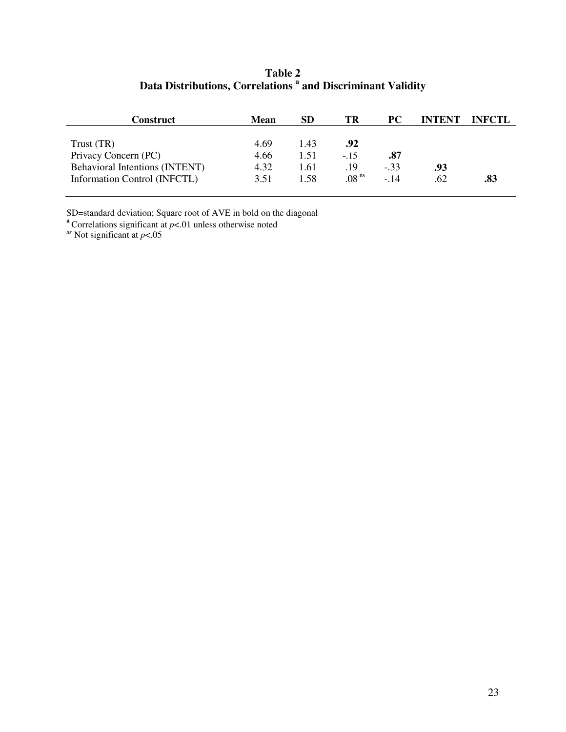**Table 2**
**Data Distributions, Correlations [a] and Discriminant Validity**

| Construct | Mean | SD | TR | PC | INTENT | INFCTL |
|---|---|---|---|---|---|---|
| Trust (TR) | 4.69 | 1.43 | **.92** | | | |
| Privacy Concern (PC) | 4.66 | 1.51 | -.15 | **.87** | | |
| Behavioral Intentions (INTENT) | 4.32 | 1.61 | .19 | -.33 | **.93** | |
| Information Control (INFCTL) | 3.51 | 1.58 | .08 [ns] | -.14 | .62 | **.83** |

SD=standard deviation; Square root of AVE in bold on the diagonal

[a] Correlations significant at $p<.01$ unless otherwise noted

[ns] Not significant at $p<.05$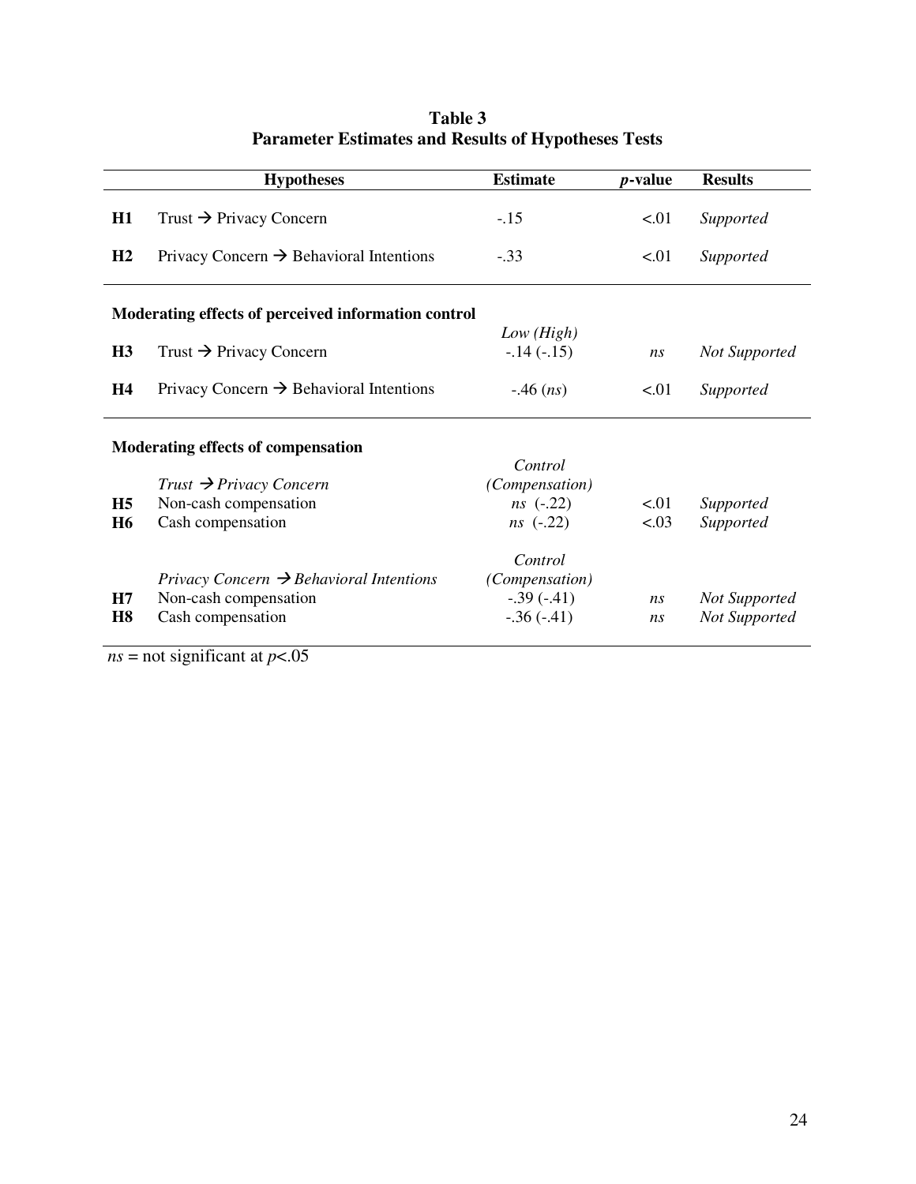**Table 3**
**Parameter Estimates and Results of Hypotheses Tests**

| | Hypotheses | Estimate | *p*-value | Results |
|---|---|---|---|---|
| **H1** | Trust → Privacy Concern | -.15 | <.01 | *Supported* |
| **H2** | Privacy Concern → Behavioral Intentions | -.33 | <.01 | *Supported* |
| | **Moderating effects of perceived information control** | | | |
| | | *Low (High)* | | |
| **H3** | Trust → Privacy Concern | -.14 (-.15) | *ns* | *Not Supported* |
| **H4** | Privacy Concern → Behavioral Intentions | -.46 (*ns*) | <.01 | *Supported* |
| | **Moderating effects of compensation** | | | |
| | *Trust → Privacy Concern* | *Control (Compensation)* | | |
| **H5** | Non-cash compensation | *ns* (-.22) | <.01 | *Supported* |
| **H6** | Cash compensation | *ns* (-.22) | <.03 | *Supported* |
| | *Privacy Concern → Behavioral Intentions* | *Control (Compensation)* | | |
| **H7** | Non-cash compensation | -.39 (-.41) | *ns* | *Not Supported* |
| **H8** | Cash compensation | -.36 (-.41) | *ns* | *Not Supported* |

*ns* = not significant at $p<.05$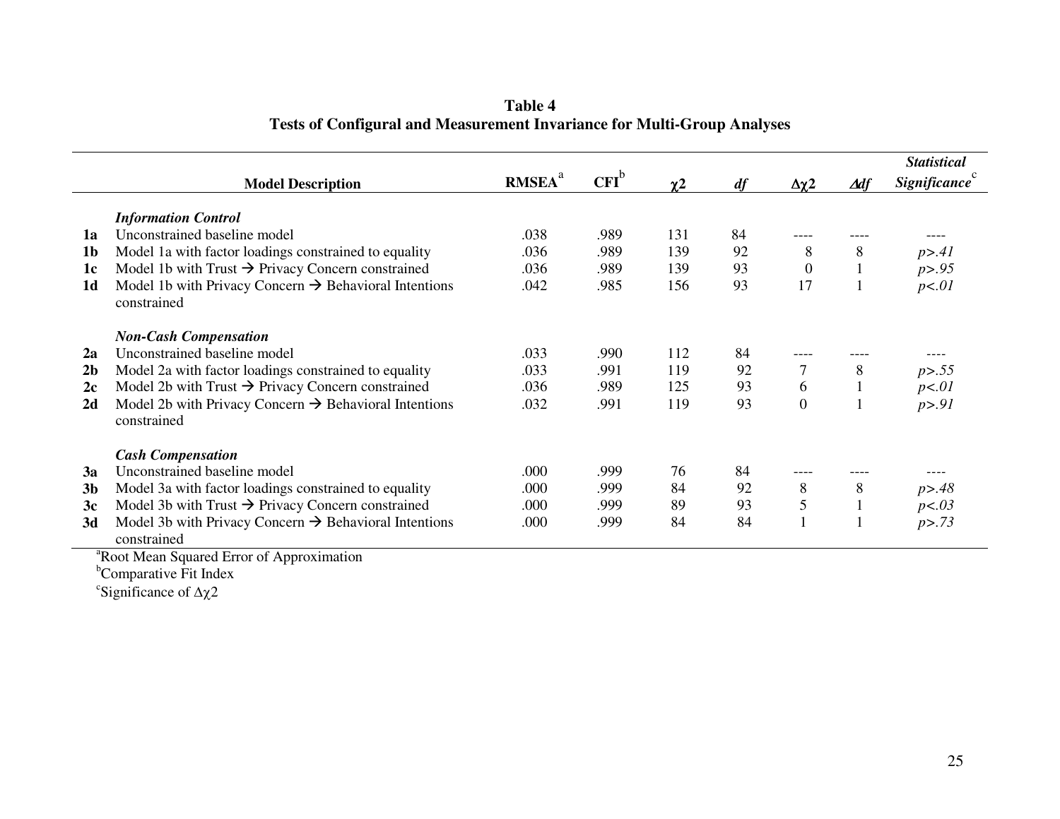**Table 4**
**Tests of Configural and Measurement Invariance for Multi-Group Analyses**

| | Model Description | RMSEA[a] | CFI[b] | $\chi2$ | *df* | $\Delta\chi2$ | $\Delta df$ | *Statistical Significance*[c] |
|---|---|---|---|---|---|---|---|---|
| | ***Information Control*** | | | | | | | |
| **1a** | Unconstrained baseline model | .038 | .989 | 131 | 84 | ---- | ---- | ---- |
| **1b** | Model 1a with factor loadings constrained to equality | .036 | .989 | 139 | 92 | 8 | 8 | *p>.41* |
| **1c** | Model 1b with Trust → Privacy Concern constrained | .036 | .989 | 139 | 93 | 0 | 1 | *p>.95* |
| **1d** | Model 1b with Privacy Concern → Behavioral Intentions constrained | .042 | .985 | 156 | 93 | 17 | 1 | *p<.01* |
| | ***Non-Cash Compensation*** | | | | | | | |
| **2a** | Unconstrained baseline model | .033 | .990 | 112 | 84 | ---- | ---- | ---- |
| **2b** | Model 2a with factor loadings constrained to equality | .033 | .991 | 119 | 92 | 7 | 8 | *p>.55* |
| **2c** | Model 2b with Trust → Privacy Concern constrained | .036 | .989 | 125 | 93 | 6 | 1 | *p<.01* |
| **2d** | Model 2b with Privacy Concern → Behavioral Intentions constrained | .032 | .991 | 119 | 93 | 0 | 1 | *p>.91* |
| | ***Cash Compensation*** | | | | | | | |
| **3a** | Unconstrained baseline model | .000 | .999 | 76 | 84 | ---- | ---- | ---- |
| **3b** | Model 3a with factor loadings constrained to equality | .000 | .999 | 84 | 92 | 8 | 8 | *p>.48* |
| **3c** | Model 3b with Trust → Privacy Concern constrained | .000 | .999 | 89 | 93 | 5 | 1 | *p<.03* |
| **3d** | Model 3b with Privacy Concern → Behavioral Intentions constrained | .000 | .999 | 84 | 84 | 1 | 1 | *p>.73* |

[a]Root Mean Squared Error of Approximation
[b]Comparative Fit Index
[c]Significance of $\Delta\chi2$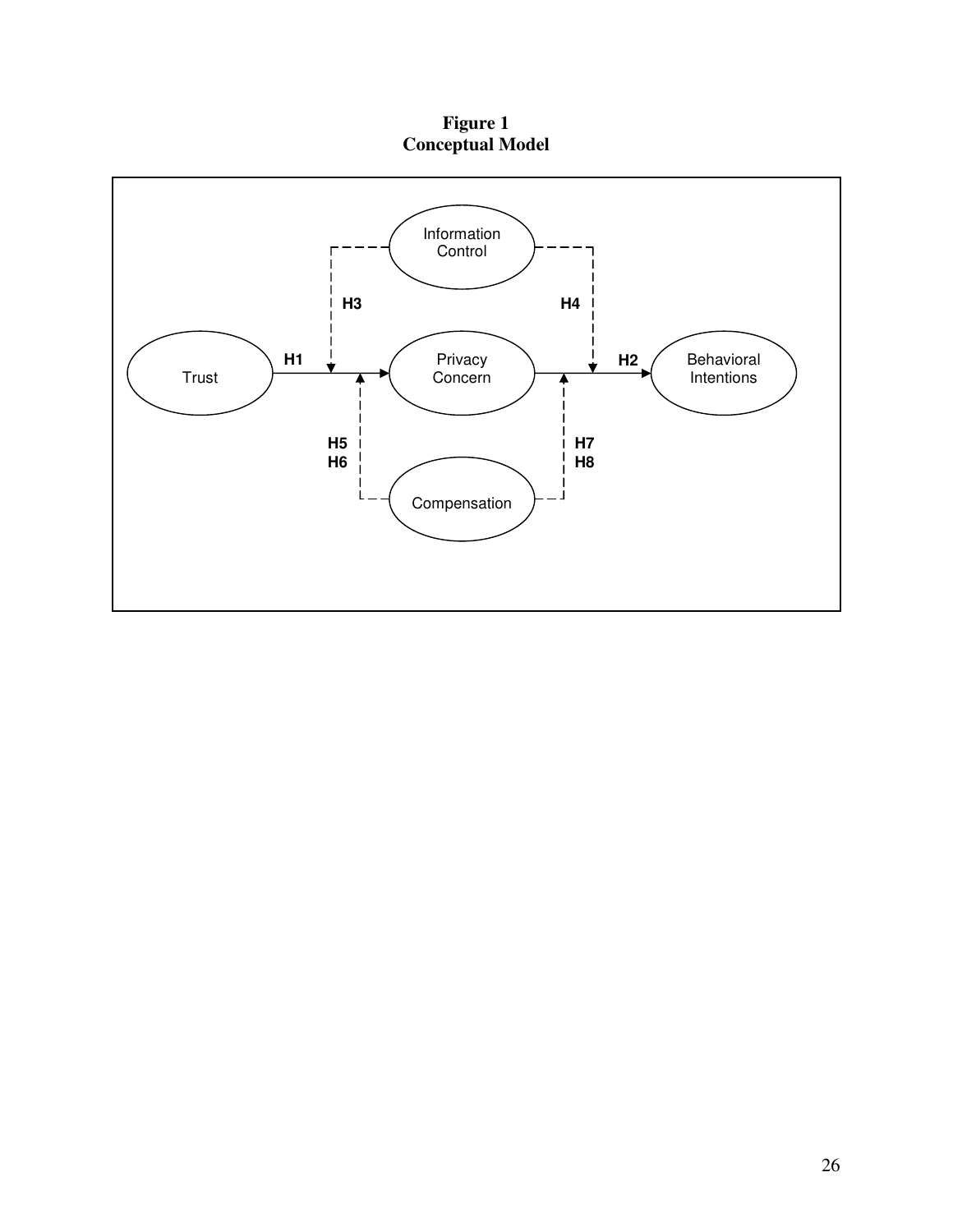**Figure 1**
**Conceptual Model**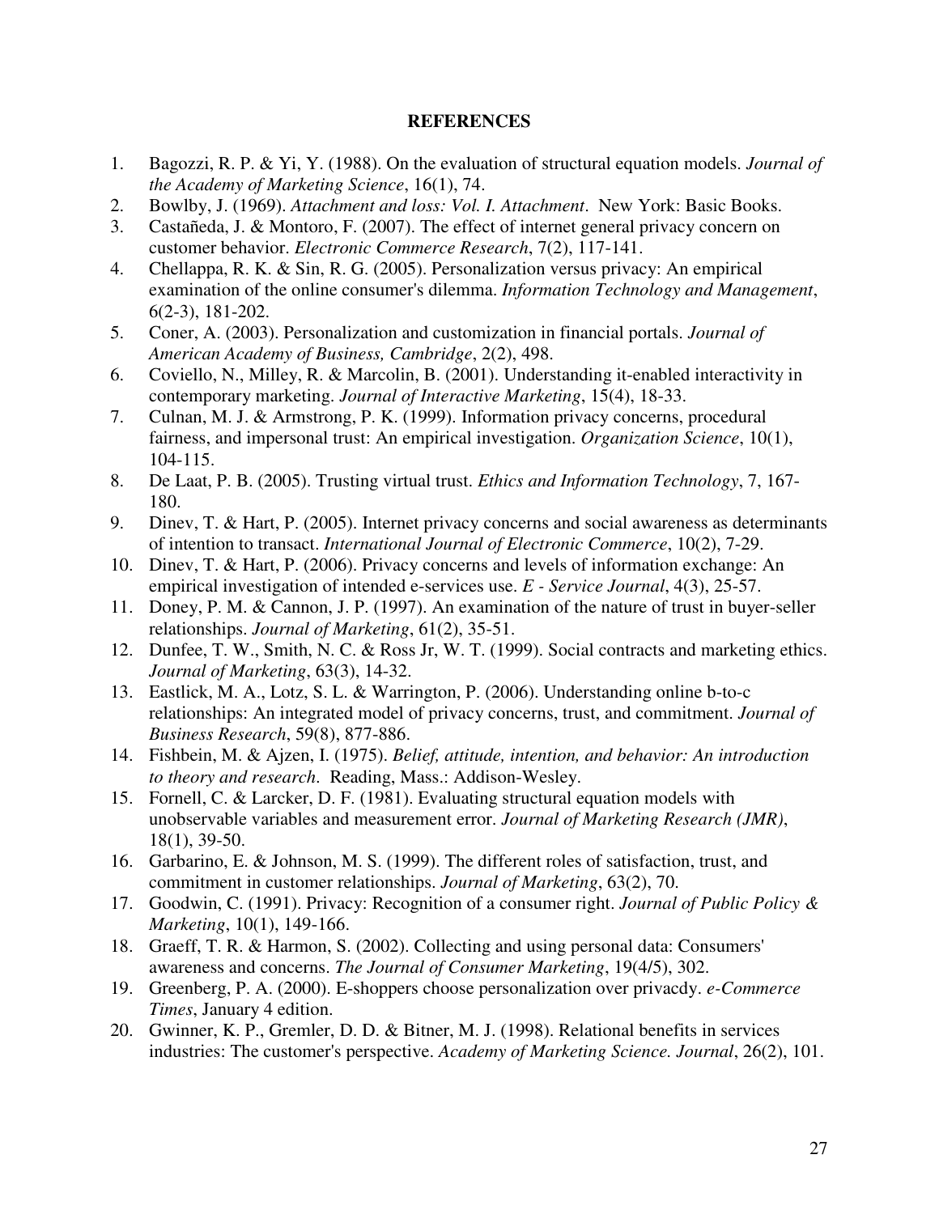## REFERENCES

1. Bagozzi, R. P. & Yi, Y. (1988). On the evaluation of structural equation models. *Journal of the Academy of Marketing Science*, 16(1), 74.
2. Bowlby, J. (1969). *Attachment and loss: Vol. I. Attachment*. New York: Basic Books.
3. Castañeda, J. & Montoro, F. (2007). The effect of internet general privacy concern on customer behavior. *Electronic Commerce Research*, 7(2), 117-141.
4. Chellappa, R. K. & Sin, R. G. (2005). Personalization versus privacy: An empirical examination of the online consumer's dilemma. *Information Technology and Management*, 6(2-3), 181-202.
5. Coner, A. (2003). Personalization and customization in financial portals. *Journal of American Academy of Business, Cambridge*, 2(2), 498.
6. Coviello, N., Milley, R. & Marcolin, B. (2001). Understanding it-enabled interactivity in contemporary marketing. *Journal of Interactive Marketing*, 15(4), 18-33.
7. Culnan, M. J. & Armstrong, P. K. (1999). Information privacy concerns, procedural fairness, and impersonal trust: An empirical investigation. *Organization Science*, 10(1), 104-115.
8. De Laat, P. B. (2005). Trusting virtual trust. *Ethics and Information Technology*, 7, 167-180.
9. Dinev, T. & Hart, P. (2005). Internet privacy concerns and social awareness as determinants of intention to transact. *International Journal of Electronic Commerce*, 10(2), 7-29.
10. Dinev, T. & Hart, P. (2006). Privacy concerns and levels of information exchange: An empirical investigation of intended e-services use. *E - Service Journal*, 4(3), 25-57.
11. Doney, P. M. & Cannon, J. P. (1997). An examination of the nature of trust in buyer-seller relationships. *Journal of Marketing*, 61(2), 35-51.
12. Dunfee, T. W., Smith, N. C. & Ross Jr, W. T. (1999). Social contracts and marketing ethics. *Journal of Marketing*, 63(3), 14-32.
13. Eastlick, M. A., Lotz, S. L. & Warrington, P. (2006). Understanding online b-to-c relationships: An integrated model of privacy concerns, trust, and commitment. *Journal of Business Research*, 59(8), 877-886.
14. Fishbein, M. & Ajzen, I. (1975). *Belief, attitude, intention, and behavior: An introduction to theory and research*. Reading, Mass.: Addison-Wesley.
15. Fornell, C. & Larcker, D. F. (1981). Evaluating structural equation models with unobservable variables and measurement error. *Journal of Marketing Research (JMR)*, 18(1), 39-50.
16. Garbarino, E. & Johnson, M. S. (1999). The different roles of satisfaction, trust, and commitment in customer relationships. *Journal of Marketing*, 63(2), 70.
17. Goodwin, C. (1991). Privacy: Recognition of a consumer right. *Journal of Public Policy & Marketing*, 10(1), 149-166.
18. Graeff, T. R. & Harmon, S. (2002). Collecting and using personal data: Consumers' awareness and concerns. *The Journal of Consumer Marketing*, 19(4/5), 302.
19. Greenberg, P. A. (2000). E-shoppers choose personalization over privacdy. *e-Commerce Times*, January 4 edition.
20. Gwinner, K. P., Gremler, D. D. & Bitner, M. J. (1998). Relational benefits in services industries: The customer's perspective. *Academy of Marketing Science. Journal*, 26(2), 101.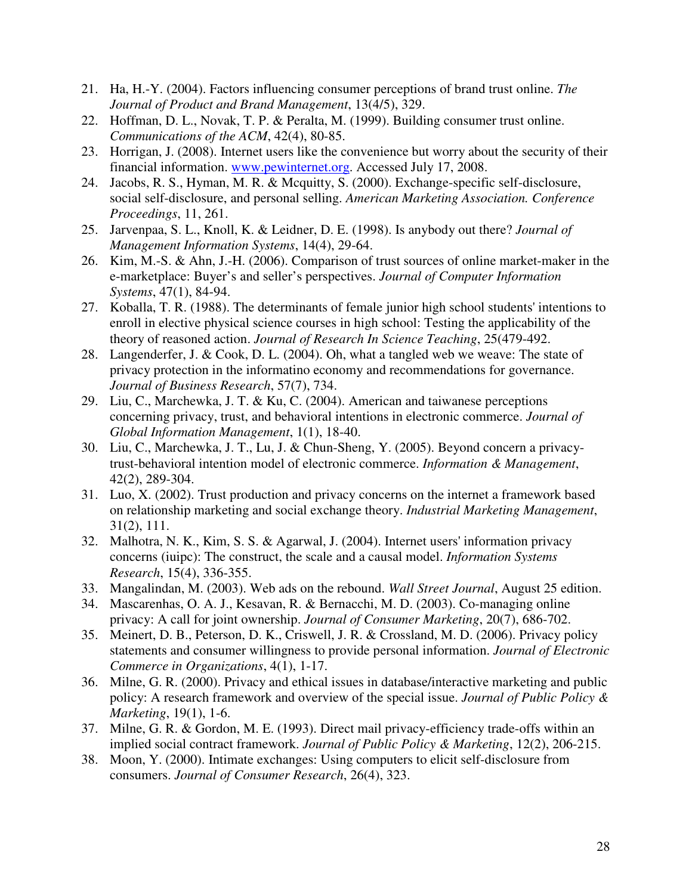21. Ha, H.-Y. (2004). Factors influencing consumer perceptions of brand trust online. *The Journal of Product and Brand Management*, 13(4/5), 329.
22. Hoffman, D. L., Novak, T. P. & Peralta, M. (1999). Building consumer trust online. *Communications of the ACM*, 42(4), 80-85.
23. Horrigan, J. (2008). Internet users like the convenience but worry about the security of their financial information. www.pewinternet.org. Accessed July 17, 2008.
24. Jacobs, R. S., Hyman, M. R. & Mcquitty, S. (2000). Exchange-specific self-disclosure, social self-disclosure, and personal selling. *American Marketing Association. Conference Proceedings*, 11, 261.
25. Jarvenpaa, S. L., Knoll, K. & Leidner, D. E. (1998). Is anybody out there? *Journal of Management Information Systems*, 14(4), 29-64.
26. Kim, M.-S. & Ahn, J.-H. (2006). Comparison of trust sources of online market-maker in the e-marketplace: Buyer's and seller's perspectives. *Journal of Computer Information Systems*, 47(1), 84-94.
27. Koballa, T. R. (1988). The determinants of female junior high school students' intentions to enroll in elective physical science courses in high school: Testing the applicability of the theory of reasoned action. *Journal of Research In Science Teaching*, 25(479-492.
28. Langenderfer, J. & Cook, D. L. (2004). Oh, what a tangled web we weave: The state of privacy protection in the informatino economy and recommendations for governance. *Journal of Business Research*, 57(7), 734.
29. Liu, C., Marchewka, J. T. & Ku, C. (2004). American and taiwanese perceptions concerning privacy, trust, and behavioral intentions in electronic commerce. *Journal of Global Information Management*, 1(1), 18-40.
30. Liu, C., Marchewka, J. T., Lu, J. & Chun-Sheng, Y. (2005). Beyond concern a privacy-trust-behavioral intention model of electronic commerce. *Information & Management*, 42(2), 289-304.
31. Luo, X. (2002). Trust production and privacy concerns on the internet a framework based on relationship marketing and social exchange theory. *Industrial Marketing Management*, 31(2), 111.
32. Malhotra, N. K., Kim, S. S. & Agarwal, J. (2004). Internet users' information privacy concerns (iuipc): The construct, the scale and a causal model. *Information Systems Research*, 15(4), 336-355.
33. Mangalindan, M. (2003). Web ads on the rebound. *Wall Street Journal*, August 25 edition.
34. Mascarenhas, O. A. J., Kesavan, R. & Bernacchi, M. D. (2003). Co-managing online privacy: A call for joint ownership. *Journal of Consumer Marketing*, 20(7), 686-702.
35. Meinert, D. B., Peterson, D. K., Criswell, J. R. & Crossland, M. D. (2006). Privacy policy statements and consumer willingness to provide personal information. *Journal of Electronic Commerce in Organizations*, 4(1), 1-17.
36. Milne, G. R. (2000). Privacy and ethical issues in database/interactive marketing and public policy: A research framework and overview of the special issue. *Journal of Public Policy & Marketing*, 19(1), 1-6.
37. Milne, G. R. & Gordon, M. E. (1993). Direct mail privacy-efficiency trade-offs within an implied social contract framework. *Journal of Public Policy & Marketing*, 12(2), 206-215.
38. Moon, Y. (2000). Intimate exchanges: Using computers to elicit self-disclosure from consumers. *Journal of Consumer Research*, 26(4), 323.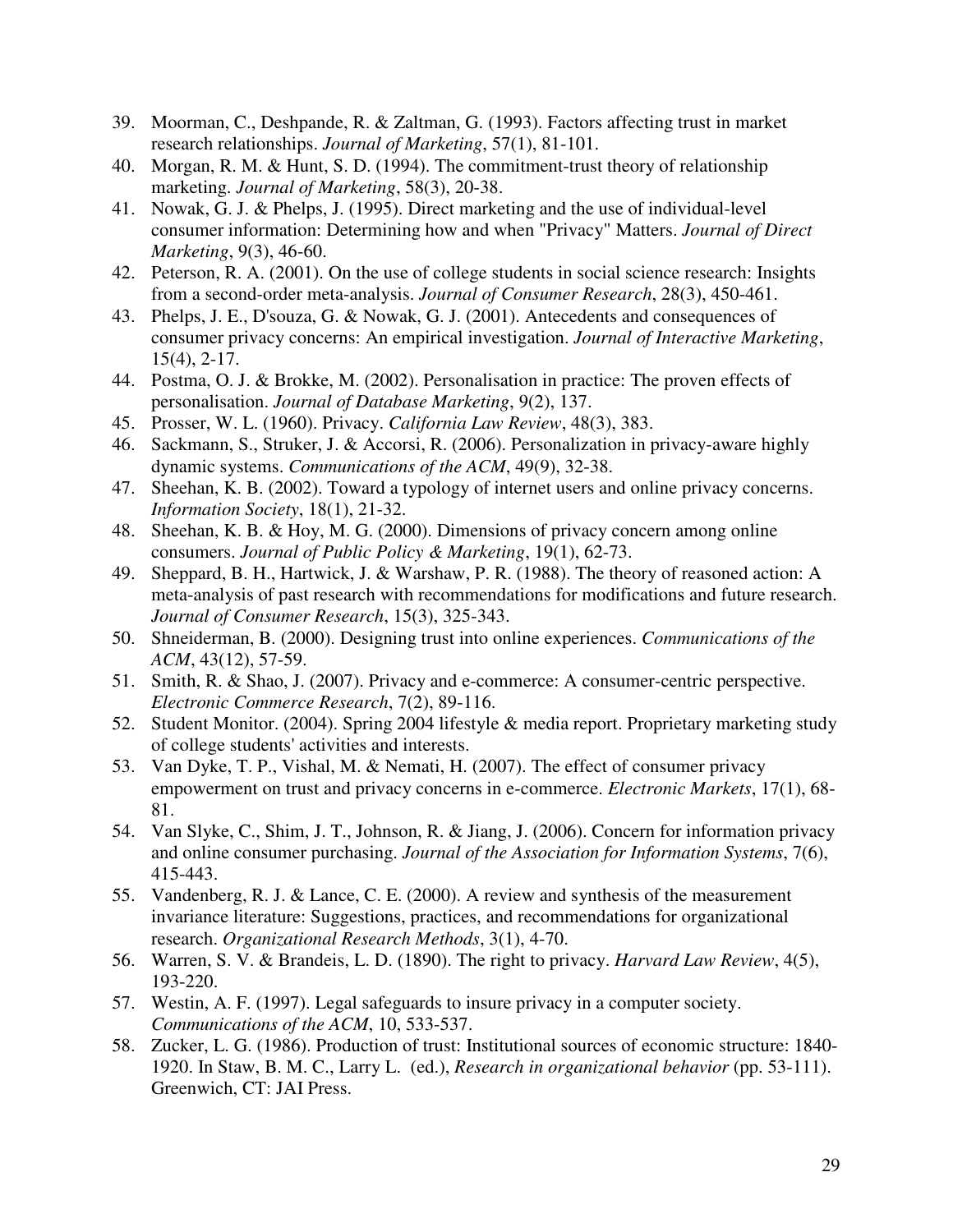39. Moorman, C., Deshpande, R. & Zaltman, G. (1993). Factors affecting trust in market research relationships. *Journal of Marketing*, 57(1), 81-101.
40. Morgan, R. M. & Hunt, S. D. (1994). The commitment-trust theory of relationship marketing. *Journal of Marketing*, 58(3), 20-38.
41. Nowak, G. J. & Phelps, J. (1995). Direct marketing and the use of individual-level consumer information: Determining how and when "Privacy" Matters. *Journal of Direct Marketing*, 9(3), 46-60.
42. Peterson, R. A. (2001). On the use of college students in social science research: Insights from a second-order meta-analysis. *Journal of Consumer Research*, 28(3), 450-461.
43. Phelps, J. E., D'souza, G. & Nowak, G. J. (2001). Antecedents and consequences of consumer privacy concerns: An empirical investigation. *Journal of Interactive Marketing*, 15(4), 2-17.
44. Postma, O. J. & Brokke, M. (2002). Personalisation in practice: The proven effects of personalisation. *Journal of Database Marketing*, 9(2), 137.
45. Prosser, W. L. (1960). Privacy. *California Law Review*, 48(3), 383.
46. Sackmann, S., Struker, J. & Accorsi, R. (2006). Personalization in privacy-aware highly dynamic systems. *Communications of the ACM*, 49(9), 32-38.
47. Sheehan, K. B. (2002). Toward a typology of internet users and online privacy concerns. *Information Society*, 18(1), 21-32.
48. Sheehan, K. B. & Hoy, M. G. (2000). Dimensions of privacy concern among online consumers. *Journal of Public Policy & Marketing*, 19(1), 62-73.
49. Sheppard, B. H., Hartwick, J. & Warshaw, P. R. (1988). The theory of reasoned action: A meta-analysis of past research with recommendations for modifications and future research. *Journal of Consumer Research*, 15(3), 325-343.
50. Shneiderman, B. (2000). Designing trust into online experiences. *Communications of the ACM*, 43(12), 57-59.
51. Smith, R. & Shao, J. (2007). Privacy and e-commerce: A consumer-centric perspective. *Electronic Commerce Research*, 7(2), 89-116.
52. Student Monitor. (2004). Spring 2004 lifestyle & media report. Proprietary marketing study of college students' activities and interests.
53. Van Dyke, T. P., Vishal, M. & Nemati, H. (2007). The effect of consumer privacy empowerment on trust and privacy concerns in e-commerce. *Electronic Markets*, 17(1), 68-81.
54. Van Slyke, C., Shim, J. T., Johnson, R. & Jiang, J. (2006). Concern for information privacy and online consumer purchasing. *Journal of the Association for Information Systems*, 7(6), 415-443.
55. Vandenberg, R. J. & Lance, C. E. (2000). A review and synthesis of the measurement invariance literature: Suggestions, practices, and recommendations for organizational research. *Organizational Research Methods*, 3(1), 4-70.
56. Warren, S. V. & Brandeis, L. D. (1890). The right to privacy. *Harvard Law Review*, 4(5), 193-220.
57. Westin, A. F. (1997). Legal safeguards to insure privacy in a computer society. *Communications of the ACM*, 10, 533-537.
58. Zucker, L. G. (1986). Production of trust: Institutional sources of economic structure: 1840-1920. In Staw, B. M. C., Larry L. (ed.), *Research in organizational behavior* (pp. 53-111). Greenwich, CT: JAI Press.